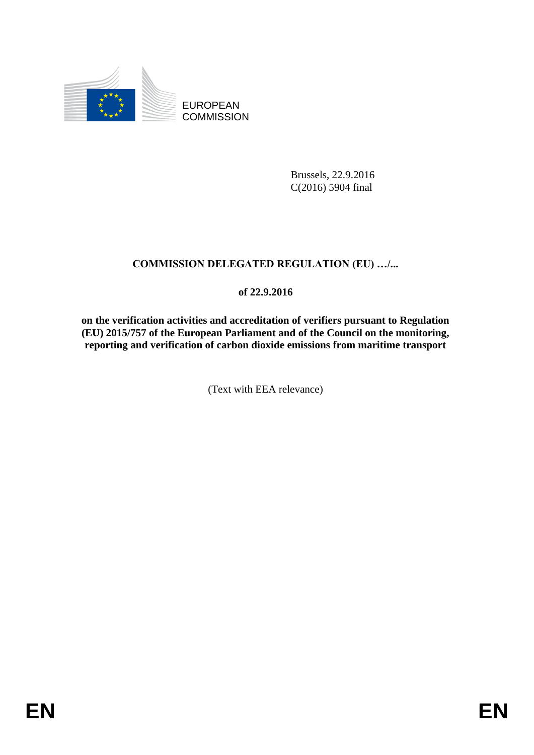EUROPEAN COMMISSION

Brussels, 22.9.2016
C(2016) 5904 final

**COMMISSION DELEGATED REGULATION (EU) …/...**

**of 22.9.2016**

**on the verification activities and accreditation of verifiers pursuant to Regulation (EU) 2015/757 of the European Parliament and of the Council on the monitoring, reporting and verification of carbon dioxide emissions from maritime transport**

(Text with EEA relevance)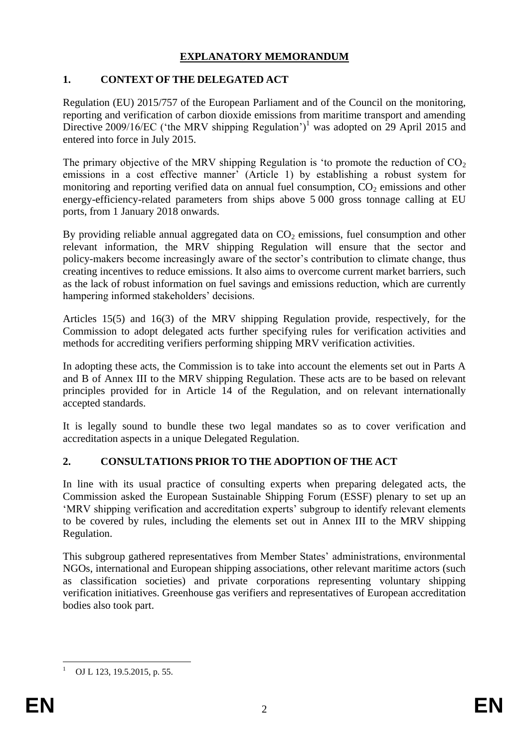# EXPLANATORY MEMORANDUM

## 1. CONTEXT OF THE DELEGATED ACT

Regulation (EU) 2015/757 of the European Parliament and of the Council on the monitoring, reporting and verification of carbon dioxide emissions from maritime transport and amending Directive 2009/16/EC ('the MRV shipping Regulation')[1] was adopted on 29 April 2015 and entered into force in July 2015.

The primary objective of the MRV shipping Regulation is 'to promote the reduction of $CO_2$ emissions in a cost effective manner' (Article 1) by establishing a robust system for monitoring and reporting verified data on annual fuel consumption, $CO_2$ emissions and other energy-efficiency-related parameters from ships above 5 000 gross tonnage calling at EU ports, from 1 January 2018 onwards.

By providing reliable annual aggregated data on $CO_2$ emissions, fuel consumption and other relevant information, the MRV shipping Regulation will ensure that the sector and policy-makers become increasingly aware of the sector's contribution to climate change, thus creating incentives to reduce emissions. It also aims to overcome current market barriers, such as the lack of robust information on fuel savings and emissions reduction, which are currently hampering informed stakeholders' decisions.

Articles 15(5) and 16(3) of the MRV shipping Regulation provide, respectively, for the Commission to adopt delegated acts further specifying rules for verification activities and methods for accrediting verifiers performing shipping MRV verification activities.

In adopting these acts, the Commission is to take into account the elements set out in Parts A and B of Annex III to the MRV shipping Regulation. These acts are to be based on relevant principles provided for in Article 14 of the Regulation, and on relevant internationally accepted standards.

It is legally sound to bundle these two legal mandates so as to cover verification and accreditation aspects in a unique Delegated Regulation.

## 2. CONSULTATIONS PRIOR TO THE ADOPTION OF THE ACT

In line with its usual practice of consulting experts when preparing delegated acts, the Commission asked the European Sustainable Shipping Forum (ESSF) plenary to set up an 'MRV shipping verification and accreditation experts' subgroup to identify relevant elements to be covered by rules, including the elements set out in Annex III to the MRV shipping Regulation.

This subgroup gathered representatives from Member States' administrations, environmental NGOs, international and European shipping associations, other relevant maritime actors (such as classification societies) and private corporations representing voluntary shipping verification initiatives. Greenhouse gas verifiers and representatives of European accreditation bodies also took part.

[1] OJ L 123, 19.5.2015, p. 55.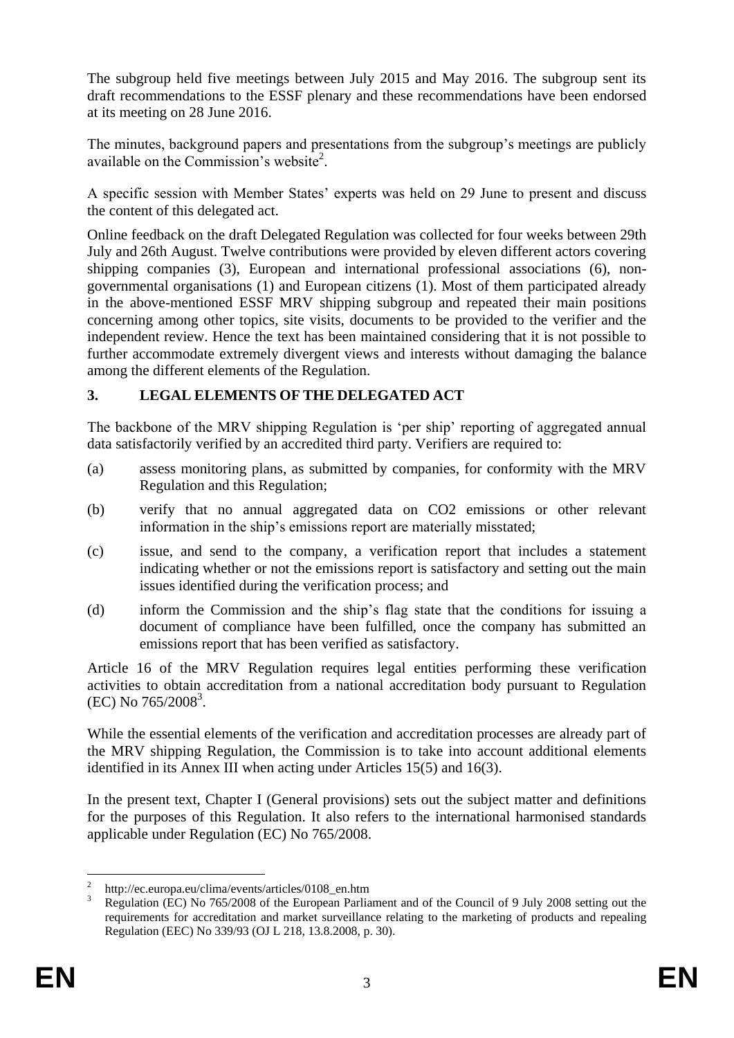The subgroup held five meetings between July 2015 and May 2016. The subgroup sent its draft recommendations to the ESSF plenary and these recommendations have been endorsed at its meeting on 28 June 2016.

The minutes, background papers and presentations from the subgroup's meetings are publicly available on the Commission's website[2].

A specific session with Member States' experts was held on 29 June to present and discuss the content of this delegated act.

Online feedback on the draft Delegated Regulation was collected for four weeks between 29th July and 26th August. Twelve contributions were provided by eleven different actors covering shipping companies (3), European and international professional associations (6), non-governmental organisations (1) and European citizens (1). Most of them participated already in the above-mentioned ESSF MRV shipping subgroup and repeated their main positions concerning among other topics, site visits, documents to be provided to the verifier and the independent review. Hence the text has been maintained considering that it is not possible to further accommodate extremely divergent views and interests without damaging the balance among the different elements of the Regulation.

## 3. LEGAL ELEMENTS OF THE DELEGATED ACT

The backbone of the MRV shipping Regulation is 'per ship' reporting of aggregated annual data satisfactorily verified by an accredited third party. Verifiers are required to:

(a) assess monitoring plans, as submitted by companies, for conformity with the MRV Regulation and this Regulation;

(b) verify that no annual aggregated data on $CO_2$ emissions or other relevant information in the ship's emissions report are materially misstated;

(c) issue, and send to the company, a verification report that includes a statement indicating whether or not the emissions report is satisfactory and setting out the main issues identified during the verification process; and

(d) inform the Commission and the ship's flag state that the conditions for issuing a document of compliance have been fulfilled, once the company has submitted an emissions report that has been verified as satisfactory.

Article 16 of the MRV Regulation requires legal entities performing these verification activities to obtain accreditation from a national accreditation body pursuant to Regulation (EC) No 765/2008[3].

While the essential elements of the verification and accreditation processes are already part of the MRV shipping Regulation, the Commission is to take into account additional elements identified in its Annex III when acting under Articles 15(5) and 16(3).

In the present text, Chapter I (General provisions) sets out the subject matter and definitions for the purposes of this Regulation. It also refers to the international harmonised standards applicable under Regulation (EC) No 765/2008.

---

[2] http://ec.europa.eu/clima/events/articles/0108_en.htm

[3] Regulation (EC) No 765/2008 of the European Parliament and of the Council of 9 July 2008 setting out the requirements for accreditation and market surveillance relating to the marketing of products and repealing Regulation (EEC) No 339/93 (OJ L 218, 13.8.2008, p. 30).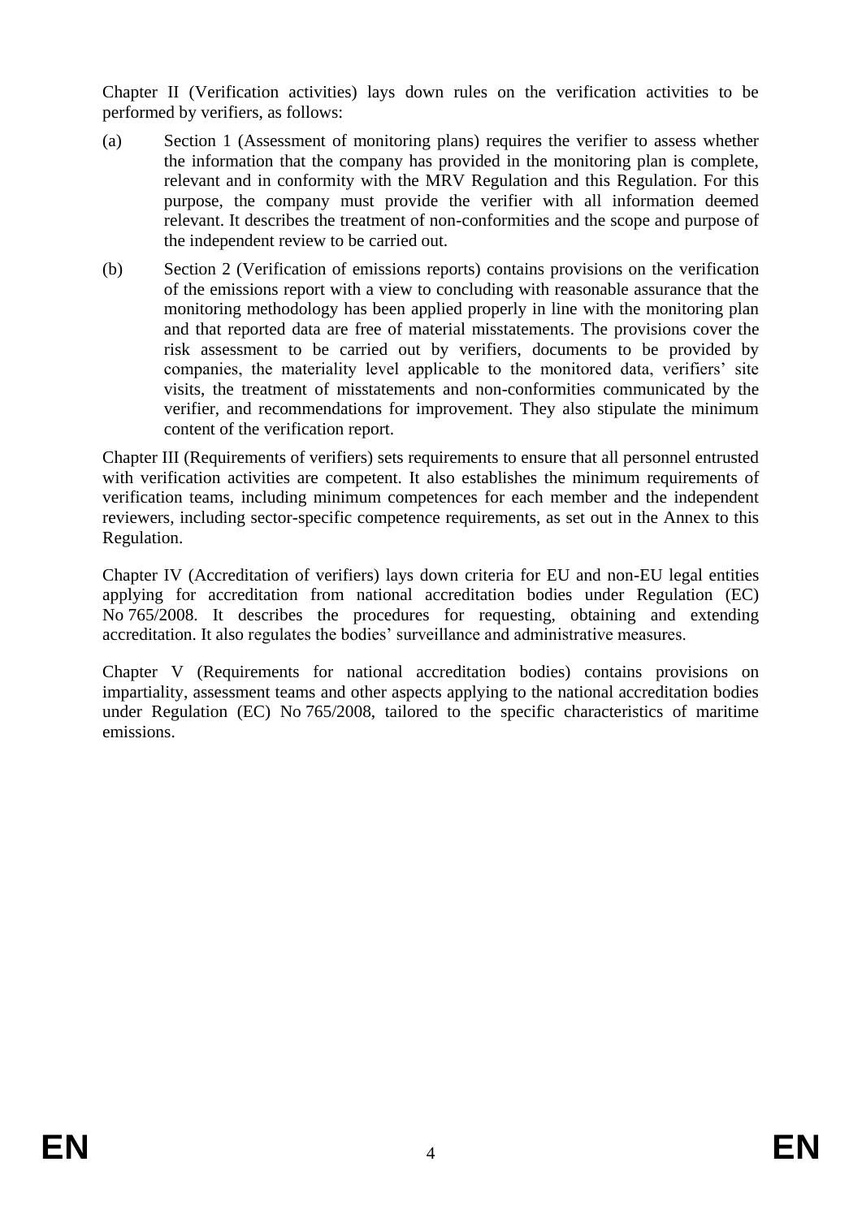Chapter II (Verification activities) lays down rules on the verification activities to be performed by verifiers, as follows:

(a) Section 1 (Assessment of monitoring plans) requires the verifier to assess whether the information that the company has provided in the monitoring plan is complete, relevant and in conformity with the MRV Regulation and this Regulation. For this purpose, the company must provide the verifier with all information deemed relevant. It describes the treatment of non-conformities and the scope and purpose of the independent review to be carried out.

(b) Section 2 (Verification of emissions reports) contains provisions on the verification of the emissions report with a view to concluding with reasonable assurance that the monitoring methodology has been applied properly in line with the monitoring plan and that reported data are free of material misstatements. The provisions cover the risk assessment to be carried out by verifiers, documents to be provided by companies, the materiality level applicable to the monitored data, verifiers' site visits, the treatment of misstatements and non-conformities communicated by the verifier, and recommendations for improvement. They also stipulate the minimum content of the verification report.

Chapter III (Requirements of verifiers) sets requirements to ensure that all personnel entrusted with verification activities are competent. It also establishes the minimum requirements of verification teams, including minimum competences for each member and the independent reviewers, including sector-specific competence requirements, as set out in the Annex to this Regulation.

Chapter IV (Accreditation of verifiers) lays down criteria for EU and non-EU legal entities applying for accreditation from national accreditation bodies under Regulation (EC) No 765/2008. It describes the procedures for requesting, obtaining and extending accreditation. It also regulates the bodies' surveillance and administrative measures.

Chapter V (Requirements for national accreditation bodies) contains provisions on impartiality, assessment teams and other aspects applying to the national accreditation bodies under Regulation (EC) No 765/2008, tailored to the specific characteristics of maritime emissions.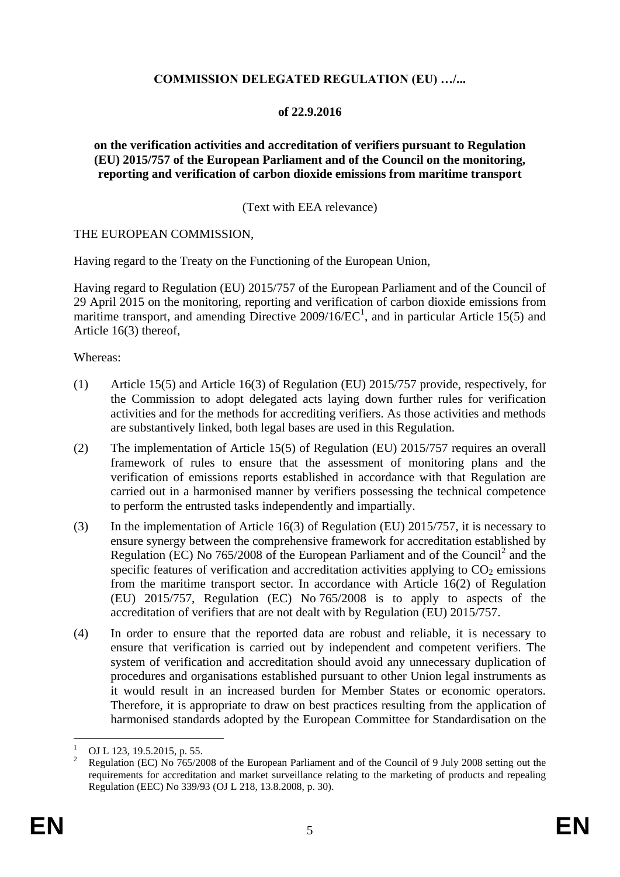**COMMISSION DELEGATED REGULATION (EU) …/...**

**of 22.9.2016**

**on the verification activities and accreditation of verifiers pursuant to Regulation (EU) 2015/757 of the European Parliament and of the Council on the monitoring, reporting and verification of carbon dioxide emissions from maritime transport**

(Text with EEA relevance)

THE EUROPEAN COMMISSION,

Having regard to the Treaty on the Functioning of the European Union,

Having regard to Regulation (EU) 2015/757 of the European Parliament and of the Council of 29 April 2015 on the monitoring, reporting and verification of carbon dioxide emissions from maritime transport, and amending Directive 2009/16/EC[1], and in particular Article 15(5) and Article 16(3) thereof,

Whereas:

(1) Article 15(5) and Article 16(3) of Regulation (EU) 2015/757 provide, respectively, for the Commission to adopt delegated acts laying down further rules for verification activities and for the methods for accrediting verifiers. As those activities and methods are substantively linked, both legal bases are used in this Regulation.

(2) The implementation of Article 15(5) of Regulation (EU) 2015/757 requires an overall framework of rules to ensure that the assessment of monitoring plans and the verification of emissions reports established in accordance with that Regulation are carried out in a harmonised manner by verifiers possessing the technical competence to perform the entrusted tasks independently and impartially.

(3) In the implementation of Article 16(3) of Regulation (EU) 2015/757, it is necessary to ensure synergy between the comprehensive framework for accreditation established by Regulation (EC) No 765/2008 of the European Parliament and of the Council[2] and the specific features of verification and accreditation activities applying to $CO_2$ emissions from the maritime transport sector. In accordance with Article 16(2) of Regulation (EU) 2015/757, Regulation (EC) No 765/2008 is to apply to aspects of the accreditation of verifiers that are not dealt with by Regulation (EU) 2015/757.

(4) In order to ensure that the reported data are robust and reliable, it is necessary to ensure that verification is carried out by independent and competent verifiers. The system of verification and accreditation should avoid any unnecessary duplication of procedures and organisations established pursuant to other Union legal instruments as it would result in an increased burden for Member States or economic operators. Therefore, it is appropriate to draw on best practices resulting from the application of harmonised standards adopted by the European Committee for Standardisation on the

[1] OJ L 123, 19.5.2015, p. 55.

[2] Regulation (EC) No 765/2008 of the European Parliament and of the Council of 9 July 2008 setting out the requirements for accreditation and market surveillance relating to the marketing of products and repealing Regulation (EEC) No 339/93 (OJ L 218, 13.8.2008, p. 30).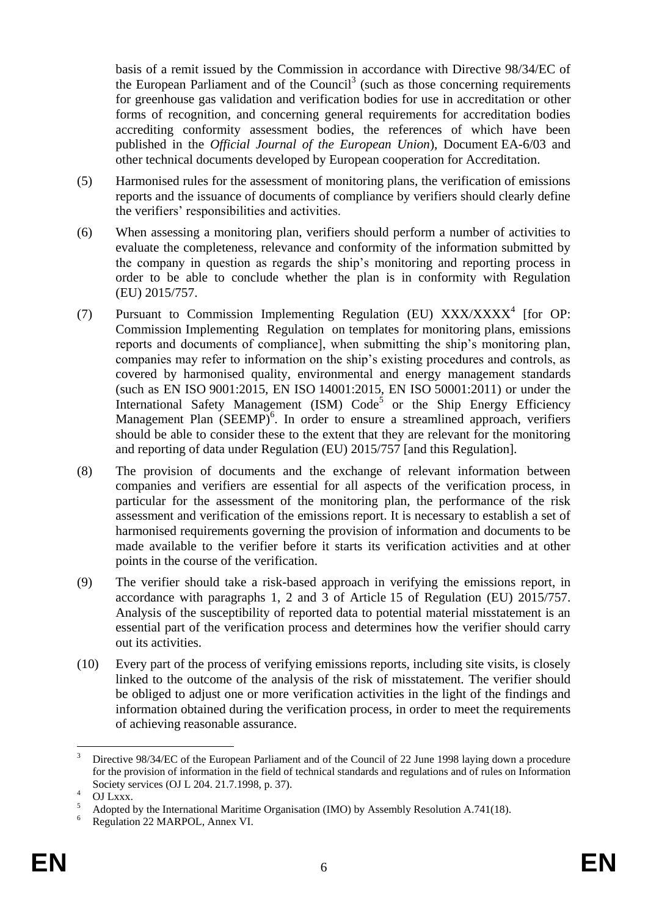basis of a remit issued by the Commission in accordance with Directive 98/34/EC of the European Parliament and of the Council[3] (such as those concerning requirements for greenhouse gas validation and verification bodies for use in accreditation or other forms of recognition, and concerning general requirements for accreditation bodies accrediting conformity assessment bodies, the references of which have been published in the *Official Journal of the European Union*), Document EA-6/03 and other technical documents developed by European cooperation for Accreditation.

(5) Harmonised rules for the assessment of monitoring plans, the verification of emissions reports and the issuance of documents of compliance by verifiers should clearly define the verifiers' responsibilities and activities.

(6) When assessing a monitoring plan, verifiers should perform a number of activities to evaluate the completeness, relevance and conformity of the information submitted by the company in question as regards the ship's monitoring and reporting process in order to be able to conclude whether the plan is in conformity with Regulation (EU) 2015/757.

(7) Pursuant to Commission Implementing Regulation (EU) XXX/XXXX[4] [for OP: Commission Implementing Regulation on templates for monitoring plans, emissions reports and documents of compliance], when submitting the ship's monitoring plan, companies may refer to information on the ship's existing procedures and controls, as covered by harmonised quality, environmental and energy management standards (such as EN ISO 9001:2015, EN ISO 14001:2015, EN ISO 50001:2011) or under the International Safety Management (ISM) Code[5] or the Ship Energy Efficiency Management Plan (SEEMP)[6]. In order to ensure a streamlined approach, verifiers should be able to consider these to the extent that they are relevant for the monitoring and reporting of data under Regulation (EU) 2015/757 [and this Regulation].

(8) The provision of documents and the exchange of relevant information between companies and verifiers are essential for all aspects of the verification process, in particular for the assessment of the monitoring plan, the performance of the risk assessment and verification of the emissions report. It is necessary to establish a set of harmonised requirements governing the provision of information and documents to be made available to the verifier before it starts its verification activities and at other points in the course of the verification.

(9) The verifier should take a risk-based approach in verifying the emissions report, in accordance with paragraphs 1, 2 and 3 of Article 15 of Regulation (EU) 2015/757. Analysis of the susceptibility of reported data to potential material misstatement is an essential part of the verification process and determines how the verifier should carry out its activities.

(10) Every part of the process of verifying emissions reports, including site visits, is closely linked to the outcome of the analysis of the risk of misstatement. The verifier should be obliged to adjust one or more verification activities in the light of the findings and information obtained during the verification process, in order to meet the requirements of achieving reasonable assurance.

---

[3] Directive 98/34/EC of the European Parliament and of the Council of 22 June 1998 laying down a procedure for the provision of information in the field of technical standards and regulations and of rules on Information Society services (OJ L 204. 21.7.1998, p. 37).

[4] OJ Lxxx.

[5] Adopted by the International Maritime Organisation (IMO) by Assembly Resolution A.741(18).

[6] Regulation 22 MARPOL, Annex VI.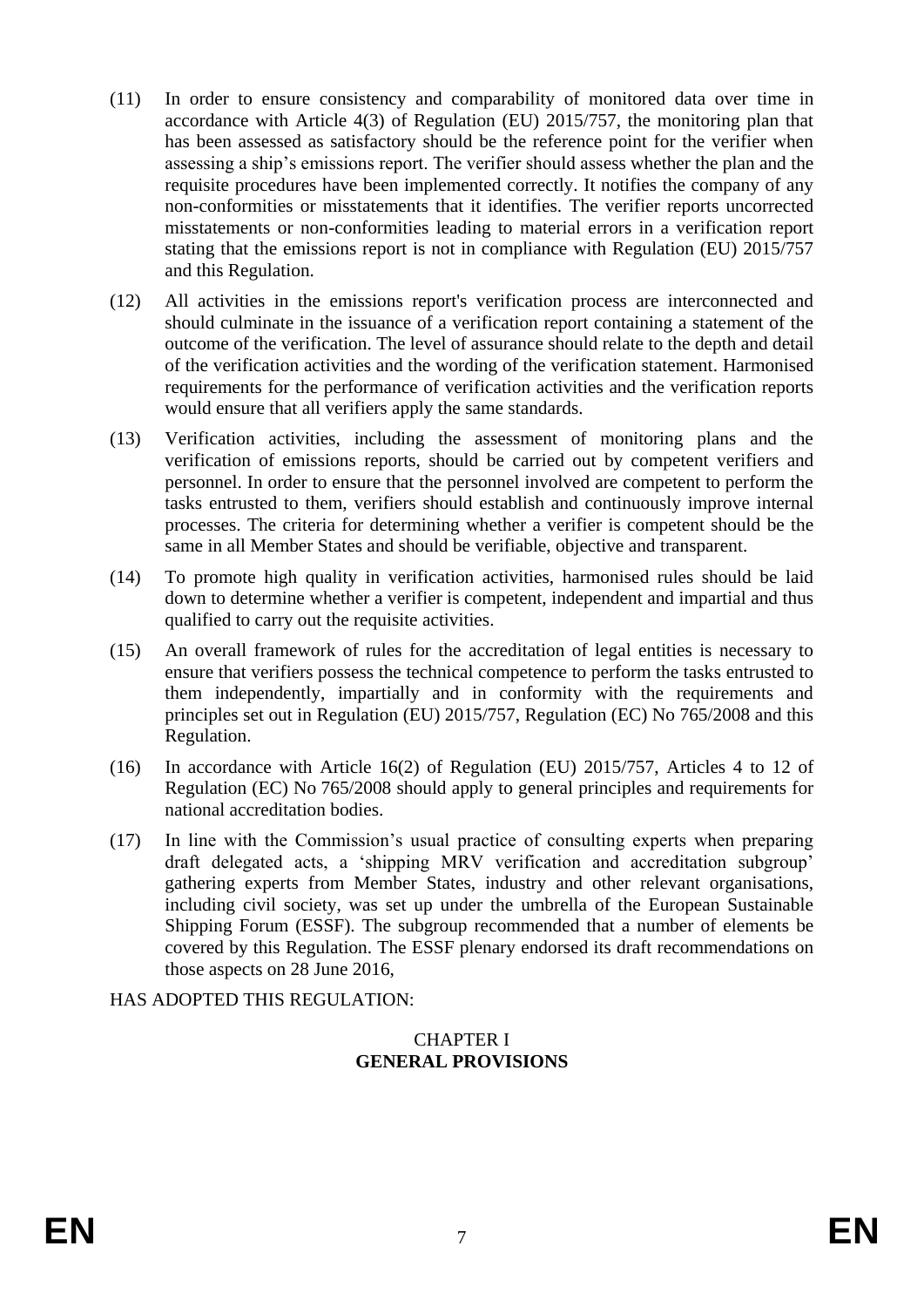(11) In order to ensure consistency and comparability of monitored data over time in accordance with Article 4(3) of Regulation (EU) 2015/757, the monitoring plan that has been assessed as satisfactory should be the reference point for the verifier when assessing a ship's emissions report. The verifier should assess whether the plan and the requisite procedures have been implemented correctly. It notifies the company of any non-conformities or misstatements that it identifies. The verifier reports uncorrected misstatements or non-conformities leading to material errors in a verification report stating that the emissions report is not in compliance with Regulation (EU) 2015/757 and this Regulation.

(12) All activities in the emissions report's verification process are interconnected and should culminate in the issuance of a verification report containing a statement of the outcome of the verification. The level of assurance should relate to the depth and detail of the verification activities and the wording of the verification statement. Harmonised requirements for the performance of verification activities and the verification reports would ensure that all verifiers apply the same standards.

(13) Verification activities, including the assessment of monitoring plans and the verification of emissions reports, should be carried out by competent verifiers and personnel. In order to ensure that the personnel involved are competent to perform the tasks entrusted to them, verifiers should establish and continuously improve internal processes. The criteria for determining whether a verifier is competent should be the same in all Member States and should be verifiable, objective and transparent.

(14) To promote high quality in verification activities, harmonised rules should be laid down to determine whether a verifier is competent, independent and impartial and thus qualified to carry out the requisite activities.

(15) An overall framework of rules for the accreditation of legal entities is necessary to ensure that verifiers possess the technical competence to perform the tasks entrusted to them independently, impartially and in conformity with the requirements and principles set out in Regulation (EU) 2015/757, Regulation (EC) No 765/2008 and this Regulation.

(16) In accordance with Article 16(2) of Regulation (EU) 2015/757, Articles 4 to 12 of Regulation (EC) No 765/2008 should apply to general principles and requirements for national accreditation bodies.

(17) In line with the Commission's usual practice of consulting experts when preparing draft delegated acts, a 'shipping MRV verification and accreditation subgroup' gathering experts from Member States, industry and other relevant organisations, including civil society, was set up under the umbrella of the European Sustainable Shipping Forum (ESSF). The subgroup recommended that a number of elements be covered by this Regulation. The ESSF plenary endorsed its draft recommendations on those aspects on 28 June 2016,

HAS ADOPTED THIS REGULATION:

## CHAPTER I
## GENERAL PROVISIONS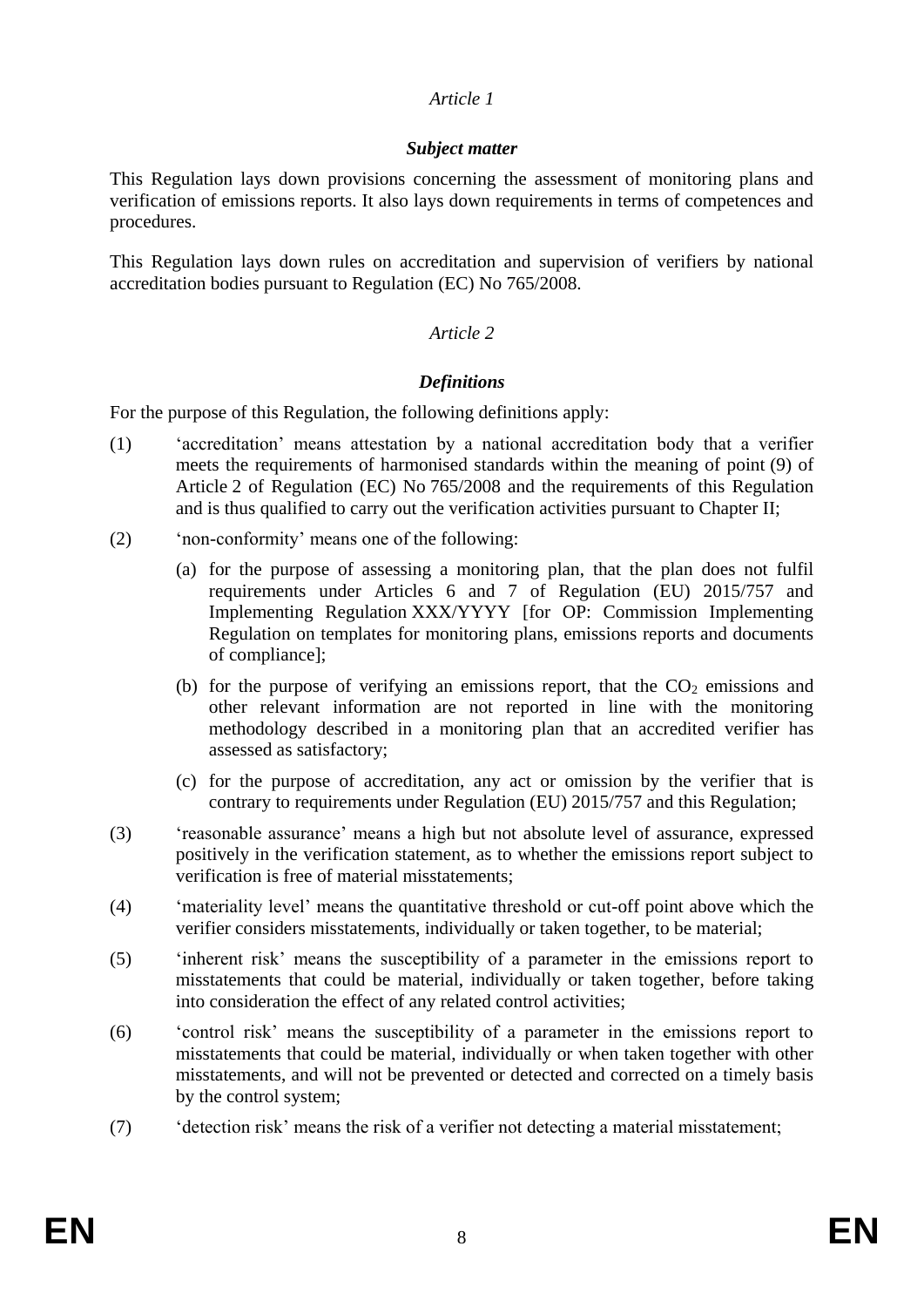*Article 1*

***Subject matter***

This Regulation lays down provisions concerning the assessment of monitoring plans and verification of emissions reports. It also lays down requirements in terms of competences and procedures.

This Regulation lays down rules on accreditation and supervision of verifiers by national accreditation bodies pursuant to Regulation (EC) No 765/2008.

*Article 2*

***Definitions***

For the purpose of this Regulation, the following definitions apply:

(1) 'accreditation' means attestation by a national accreditation body that a verifier meets the requirements of harmonised standards within the meaning of point (9) of Article 2 of Regulation (EC) No 765/2008 and the requirements of this Regulation and is thus qualified to carry out the verification activities pursuant to Chapter II;

(2) 'non-conformity' means one of the following:

  (a) for the purpose of assessing a monitoring plan, that the plan does not fulfil requirements under Articles 6 and 7 of Regulation (EU) 2015/757 and Implementing Regulation XXX/YYYY [for OP: Commission Implementing Regulation on templates for monitoring plans, emissions reports and documents of compliance];

  (b) for the purpose of verifying an emissions report, that the $CO_2$ emissions and other relevant information are not reported in line with the monitoring methodology described in a monitoring plan that an accredited verifier has assessed as satisfactory;

  (c) for the purpose of accreditation, any act or omission by the verifier that is contrary to requirements under Regulation (EU) 2015/757 and this Regulation;

(3) 'reasonable assurance' means a high but not absolute level of assurance, expressed positively in the verification statement, as to whether the emissions report subject to verification is free of material misstatements;

(4) 'materiality level' means the quantitative threshold or cut-off point above which the verifier considers misstatements, individually or taken together, to be material;

(5) 'inherent risk' means the susceptibility of a parameter in the emissions report to misstatements that could be material, individually or taken together, before taking into consideration the effect of any related control activities;

(6) 'control risk' means the susceptibility of a parameter in the emissions report to misstatements that could be material, individually or when taken together with other misstatements, and will not be prevented or detected and corrected on a timely basis by the control system;

(7) 'detection risk' means the risk of a verifier not detecting a material misstatement;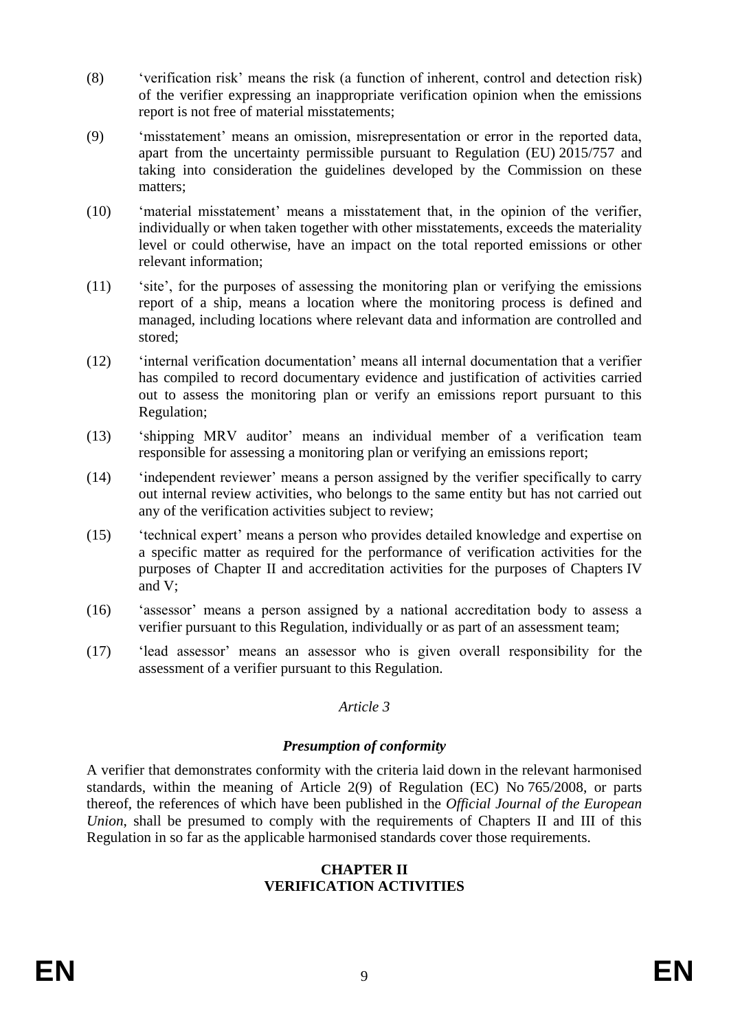(8) 'verification risk' means the risk (a function of inherent, control and detection risk) of the verifier expressing an inappropriate verification opinion when the emissions report is not free of material misstatements;

(9) 'misstatement' means an omission, misrepresentation or error in the reported data, apart from the uncertainty permissible pursuant to Regulation (EU) 2015/757 and taking into consideration the guidelines developed by the Commission on these matters;

(10) 'material misstatement' means a misstatement that, in the opinion of the verifier, individually or when taken together with other misstatements, exceeds the materiality level or could otherwise, have an impact on the total reported emissions or other relevant information;

(11) 'site', for the purposes of assessing the monitoring plan or verifying the emissions report of a ship, means a location where the monitoring process is defined and managed, including locations where relevant data and information are controlled and stored;

(12) 'internal verification documentation' means all internal documentation that a verifier has compiled to record documentary evidence and justification of activities carried out to assess the monitoring plan or verify an emissions report pursuant to this Regulation;

(13) 'shipping MRV auditor' means an individual member of a verification team responsible for assessing a monitoring plan or verifying an emissions report;

(14) 'independent reviewer' means a person assigned by the verifier specifically to carry out internal review activities, who belongs to the same entity but has not carried out any of the verification activities subject to review;

(15) 'technical expert' means a person who provides detailed knowledge and expertise on a specific matter as required for the performance of verification activities for the purposes of Chapter II and accreditation activities for the purposes of Chapters IV and V;

(16) 'assessor' means a person assigned by a national accreditation body to assess a verifier pursuant to this Regulation, individually or as part of an assessment team;

(17) 'lead assessor' means an assessor who is given overall responsibility for the assessment of a verifier pursuant to this Regulation.

*Article 3*

***Presumption of conformity***

A verifier that demonstrates conformity with the criteria laid down in the relevant harmonised standards, within the meaning of Article 2(9) of Regulation (EC) No 765/2008, or parts thereof, the references of which have been published in the *Official Journal of the European Union*, shall be presumed to comply with the requirements of Chapters II and III of this Regulation in so far as the applicable harmonised standards cover those requirements.

## CHAPTER II
## VERIFICATION ACTIVITIES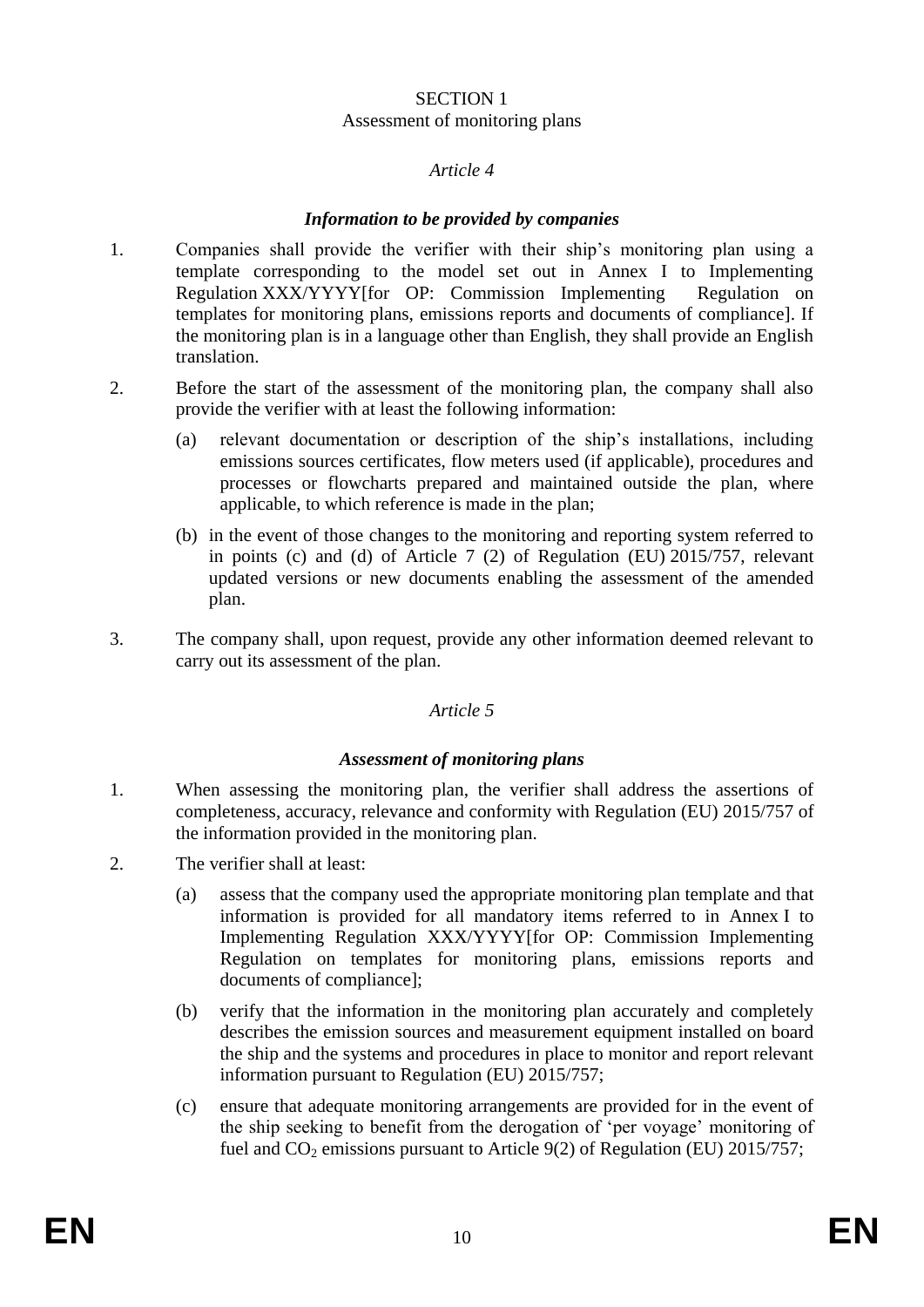SECTION 1
Assessment of monitoring plans

*Article 4*

***Information to be provided by companies***

1. Companies shall provide the verifier with their ship's monitoring plan using a template corresponding to the model set out in Annex I to Implementing Regulation XXX/YYYY[for OP: Commission Implementing Regulation on templates for monitoring plans, emissions reports and documents of compliance]. If the monitoring plan is in a language other than English, they shall provide an English translation.

2. Before the start of the assessment of the monitoring plan, the company shall also provide the verifier with at least the following information:

   (a) relevant documentation or description of the ship's installations, including emissions sources certificates, flow meters used (if applicable), procedures and processes or flowcharts prepared and maintained outside the plan, where applicable, to which reference is made in the plan;

   (b) in the event of those changes to the monitoring and reporting system referred to in points (c) and (d) of Article 7 (2) of Regulation (EU) 2015/757, relevant updated versions or new documents enabling the assessment of the amended plan.

3. The company shall, upon request, provide any other information deemed relevant to carry out its assessment of the plan.

*Article 5*

***Assessment of monitoring plans***

1. When assessing the monitoring plan, the verifier shall address the assertions of completeness, accuracy, relevance and conformity with Regulation (EU) 2015/757 of the information provided in the monitoring plan.

2. The verifier shall at least:

   (a) assess that the company used the appropriate monitoring plan template and that information is provided for all mandatory items referred to in Annex I to Implementing Regulation XXX/YYYY[for OP: Commission Implementing Regulation on templates for monitoring plans, emissions reports and documents of compliance];

   (b) verify that the information in the monitoring plan accurately and completely describes the emission sources and measurement equipment installed on board the ship and the systems and procedures in place to monitor and report relevant information pursuant to Regulation (EU) 2015/757;

   (c) ensure that adequate monitoring arrangements are provided for in the event of the ship seeking to benefit from the derogation of 'per voyage' monitoring of fuel and $CO_2$ emissions pursuant to Article 9(2) of Regulation (EU) 2015/757;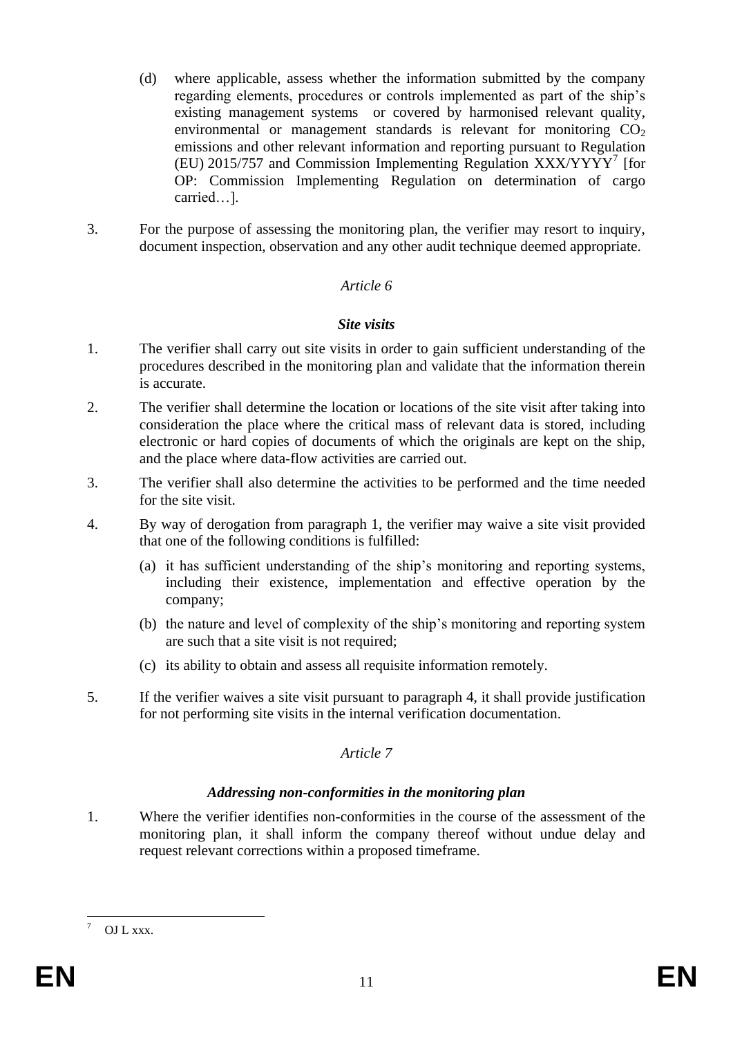(d) where applicable, assess whether the information submitted by the company regarding elements, procedures or controls implemented as part of the ship's existing management systems or covered by harmonised relevant quality, environmental or management standards is relevant for monitoring $CO_2$ emissions and other relevant information and reporting pursuant to Regulation (EU) 2015/757 and Commission Implementing Regulation XXX/YYYY[7] [for OP: Commission Implementing Regulation on determination of cargo carried…].

3. For the purpose of assessing the monitoring plan, the verifier may resort to inquiry, document inspection, observation and any other audit technique deemed appropriate.

*Article 6*

***Site visits***

1. The verifier shall carry out site visits in order to gain sufficient understanding of the procedures described in the monitoring plan and validate that the information therein is accurate.

2. The verifier shall determine the location or locations of the site visit after taking into consideration the place where the critical mass of relevant data is stored, including electronic or hard copies of documents of which the originals are kept on the ship, and the place where data-flow activities are carried out.

3. The verifier shall also determine the activities to be performed and the time needed for the site visit.

4. By way of derogation from paragraph 1, the verifier may waive a site visit provided that one of the following conditions is fulfilled:

   (a) it has sufficient understanding of the ship's monitoring and reporting systems, including their existence, implementation and effective operation by the company;

   (b) the nature and level of complexity of the ship's monitoring and reporting system are such that a site visit is not required;

   (c) its ability to obtain and assess all requisite information remotely.

5. If the verifier waives a site visit pursuant to paragraph 4, it shall provide justification for not performing site visits in the internal verification documentation.

*Article 7*

***Addressing non-conformities in the monitoring plan***

1. Where the verifier identifies non-conformities in the course of the assessment of the monitoring plan, it shall inform the company thereof without undue delay and request relevant corrections within a proposed timeframe.

---

[7] OJ L xxx.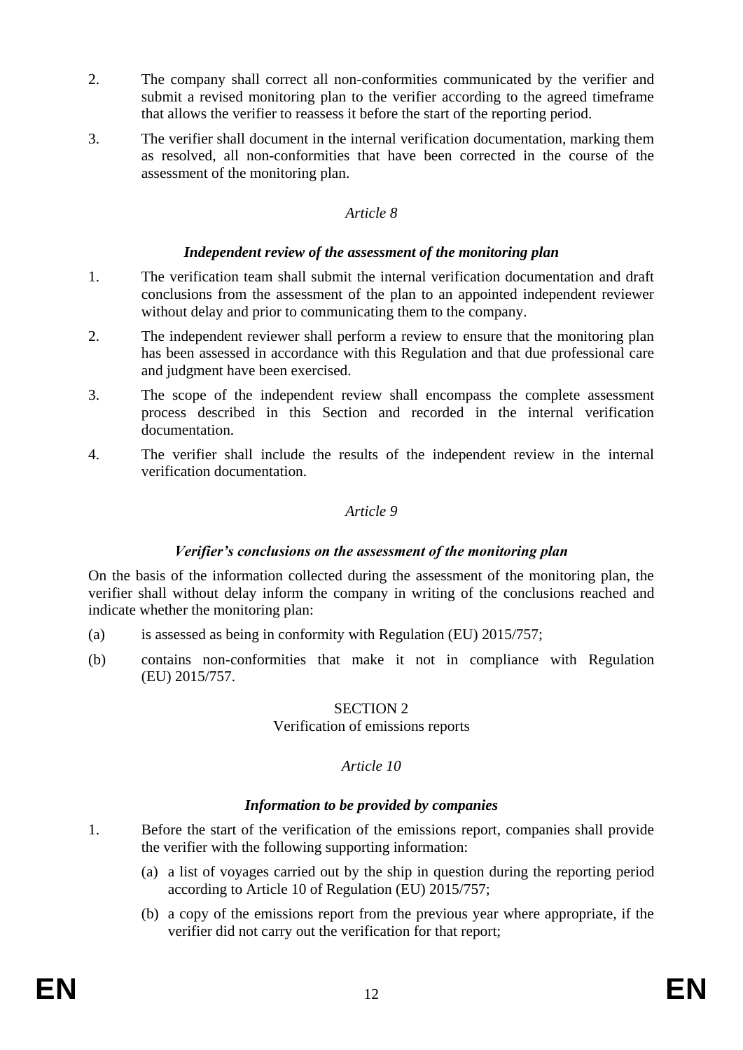2. The company shall correct all non-conformities communicated by the verifier and submit a revised monitoring plan to the verifier according to the agreed timeframe that allows the verifier to reassess it before the start of the reporting period.

3. The verifier shall document in the internal verification documentation, marking them as resolved, all non-conformities that have been corrected in the course of the assessment of the monitoring plan.

*Article 8*

***Independent review of the assessment of the monitoring plan***

1. The verification team shall submit the internal verification documentation and draft conclusions from the assessment of the plan to an appointed independent reviewer without delay and prior to communicating them to the company.

2. The independent reviewer shall perform a review to ensure that the monitoring plan has been assessed in accordance with this Regulation and that due professional care and judgment have been exercised.

3. The scope of the independent review shall encompass the complete assessment process described in this Section and recorded in the internal verification documentation.

4. The verifier shall include the results of the independent review in the internal verification documentation.

*Article 9*

***Verifier's conclusions on the assessment of the monitoring plan***

On the basis of the information collected during the assessment of the monitoring plan, the verifier shall without delay inform the company in writing of the conclusions reached and indicate whether the monitoring plan:

(a) is assessed as being in conformity with Regulation (EU) 2015/757;

(b) contains non-conformities that make it not in compliance with Regulation (EU) 2015/757.

SECTION 2

Verification of emissions reports

*Article 10*

***Information to be provided by companies***

1. Before the start of the verification of the emissions report, companies shall provide the verifier with the following supporting information:

   (a) a list of voyages carried out by the ship in question during the reporting period according to Article 10 of Regulation (EU) 2015/757;

   (b) a copy of the emissions report from the previous year where appropriate, if the verifier did not carry out the verification for that report;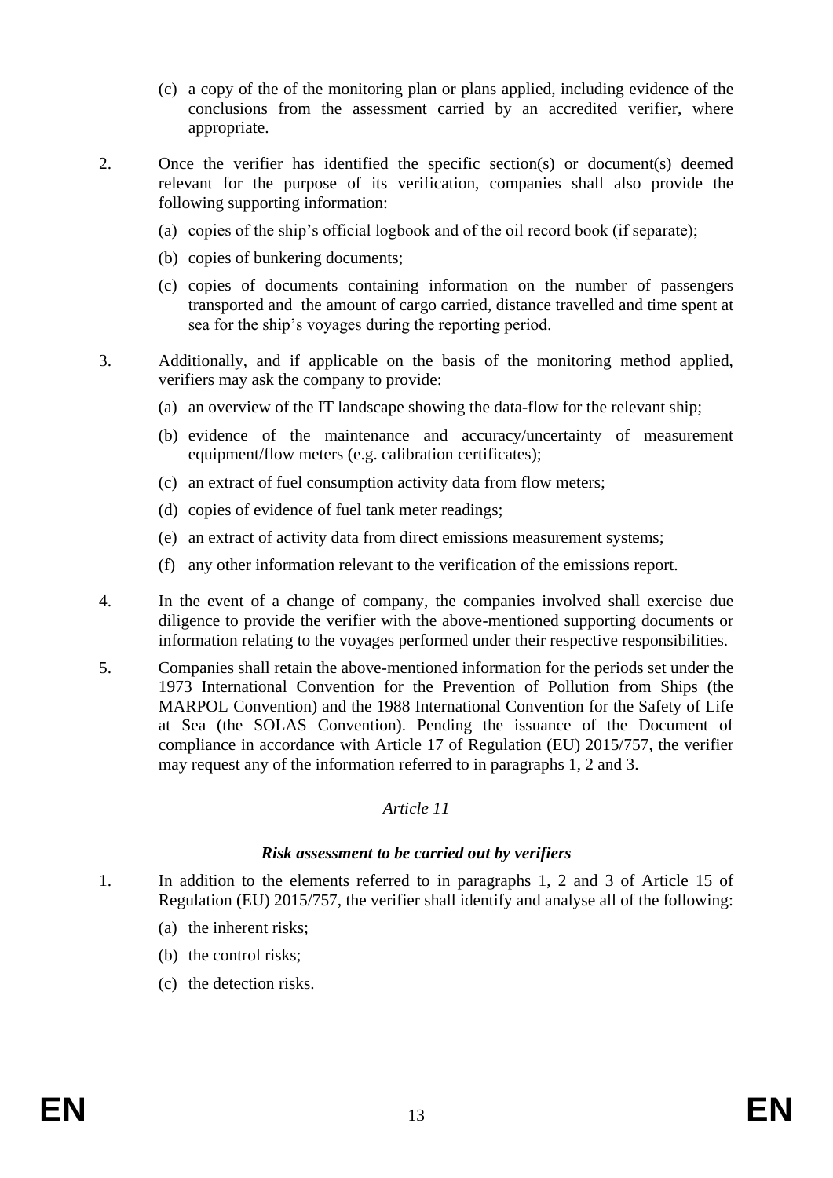(c) a copy of the of the monitoring plan or plans applied, including evidence of the conclusions from the assessment carried by an accredited verifier, where appropriate.

2. Once the verifier has identified the specific section(s) or document(s) deemed relevant for the purpose of its verification, companies shall also provide the following supporting information:

   (a) copies of the ship's official logbook and of the oil record book (if separate);

   (b) copies of bunkering documents;

   (c) copies of documents containing information on the number of passengers transported and the amount of cargo carried, distance travelled and time spent at sea for the ship's voyages during the reporting period.

3. Additionally, and if applicable on the basis of the monitoring method applied, verifiers may ask the company to provide:

   (a) an overview of the IT landscape showing the data-flow for the relevant ship;

   (b) evidence of the maintenance and accuracy/uncertainty of measurement equipment/flow meters (e.g. calibration certificates);

   (c) an extract of fuel consumption activity data from flow meters;

   (d) copies of evidence of fuel tank meter readings;

   (e) an extract of activity data from direct emissions measurement systems;

   (f) any other information relevant to the verification of the emissions report.

4. In the event of a change of company, the companies involved shall exercise due diligence to provide the verifier with the above-mentioned supporting documents or information relating to the voyages performed under their respective responsibilities.

5. Companies shall retain the above-mentioned information for the periods set under the 1973 International Convention for the Prevention of Pollution from Ships (the MARPOL Convention) and the 1988 International Convention for the Safety of Life at Sea (the SOLAS Convention). Pending the issuance of the Document of compliance in accordance with Article 17 of Regulation (EU) 2015/757, the verifier may request any of the information referred to in paragraphs 1, 2 and 3.

*Article 11*

***Risk assessment to be carried out by verifiers***

1. In addition to the elements referred to in paragraphs 1, 2 and 3 of Article 15 of Regulation (EU) 2015/757, the verifier shall identify and analyse all of the following:

   (a) the inherent risks;

   (b) the control risks;

   (c) the detection risks.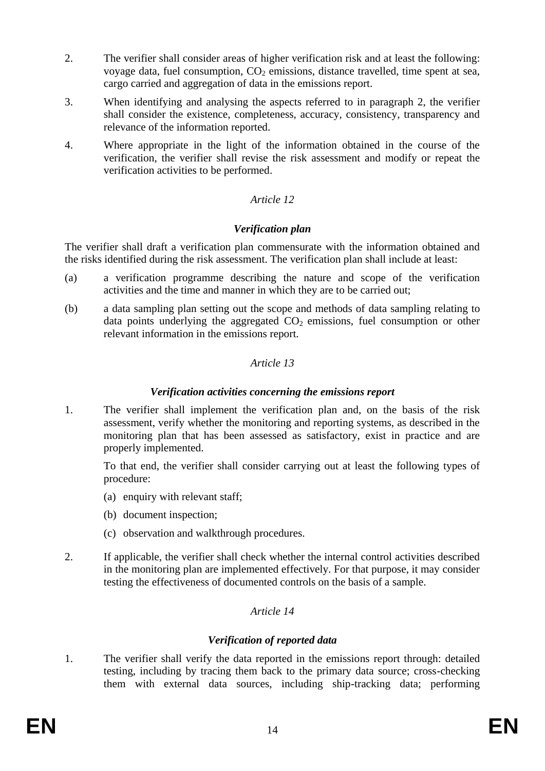2. The verifier shall consider areas of higher verification risk and at least the following: voyage data, fuel consumption, $CO_2$ emissions, distance travelled, time spent at sea, cargo carried and aggregation of data in the emissions report.

3. When identifying and analysing the aspects referred to in paragraph 2, the verifier shall consider the existence, completeness, accuracy, consistency, transparency and relevance of the information reported.

4. Where appropriate in the light of the information obtained in the course of the verification, the verifier shall revise the risk assessment and modify or repeat the verification activities to be performed.

*Article 12*

***Verification plan***

The verifier shall draft a verification plan commensurate with the information obtained and the risks identified during the risk assessment. The verification plan shall include at least:

(a) a verification programme describing the nature and scope of the verification activities and the time and manner in which they are to be carried out;

(b) a data sampling plan setting out the scope and methods of data sampling relating to data points underlying the aggregated $CO_2$ emissions, fuel consumption or other relevant information in the emissions report.

*Article 13*

***Verification activities concerning the emissions report***

1. The verifier shall implement the verification plan and, on the basis of the risk assessment, verify whether the monitoring and reporting systems, as described in the monitoring plan that has been assessed as satisfactory, exist in practice and are properly implemented.

   To that end, the verifier shall consider carrying out at least the following types of procedure:

   (a) enquiry with relevant staff;

   (b) document inspection;

   (c) observation and walkthrough procedures.

2. If applicable, the verifier shall check whether the internal control activities described in the monitoring plan are implemented effectively. For that purpose, it may consider testing the effectiveness of documented controls on the basis of a sample.

*Article 14*

***Verification of reported data***

1. The verifier shall verify the data reported in the emissions report through: detailed testing, including by tracing them back to the primary data source; cross-checking them with external data sources, including ship-tracking data; performing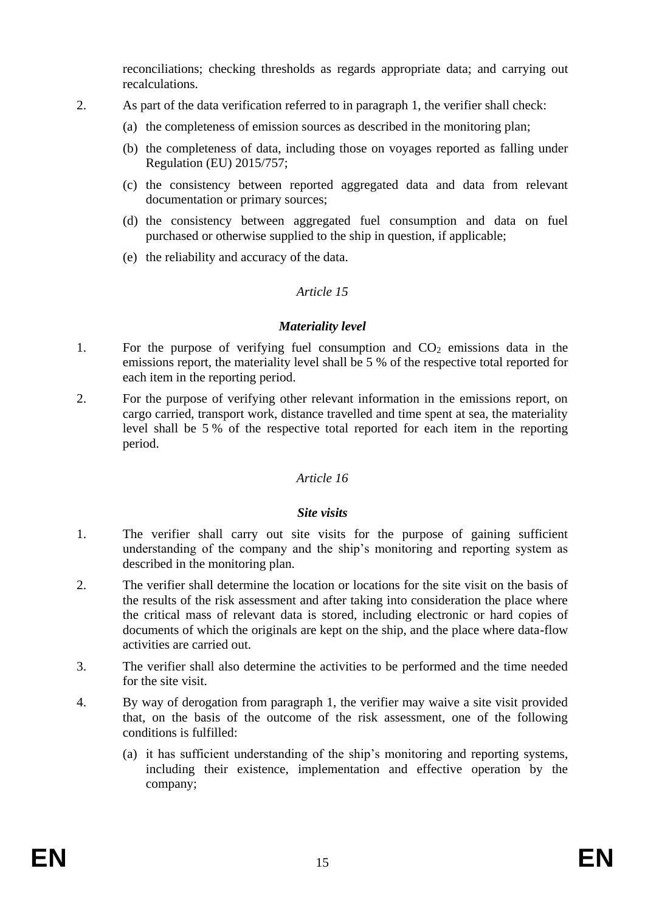reconciliations; checking thresholds as regards appropriate data; and carrying out recalculations.

2. As part of the data verification referred to in paragraph 1, the verifier shall check:

   (a) the completeness of emission sources as described in the monitoring plan;

   (b) the completeness of data, including those on voyages reported as falling under Regulation (EU) 2015/757;

   (c) the consistency between reported aggregated data and data from relevant documentation or primary sources;

   (d) the consistency between aggregated fuel consumption and data on fuel purchased or otherwise supplied to the ship in question, if applicable;

   (e) the reliability and accuracy of the data.

*Article 15*

***Materiality level***

1. For the purpose of verifying fuel consumption and $CO_2$ emissions data in the emissions report, the materiality level shall be 5 % of the respective total reported for each item in the reporting period.

2. For the purpose of verifying other relevant information in the emissions report, on cargo carried, transport work, distance travelled and time spent at sea, the materiality level shall be 5 % of the respective total reported for each item in the reporting period.

*Article 16*

***Site visits***

1. The verifier shall carry out site visits for the purpose of gaining sufficient understanding of the company and the ship's monitoring and reporting system as described in the monitoring plan.

2. The verifier shall determine the location or locations for the site visit on the basis of the results of the risk assessment and after taking into consideration the place where the critical mass of relevant data is stored, including electronic or hard copies of documents of which the originals are kept on the ship, and the place where data-flow activities are carried out.

3. The verifier shall also determine the activities to be performed and the time needed for the site visit.

4. By way of derogation from paragraph 1, the verifier may waive a site visit provided that, on the basis of the outcome of the risk assessment, one of the following conditions is fulfilled:

   (a) it has sufficient understanding of the ship's monitoring and reporting systems, including their existence, implementation and effective operation by the company;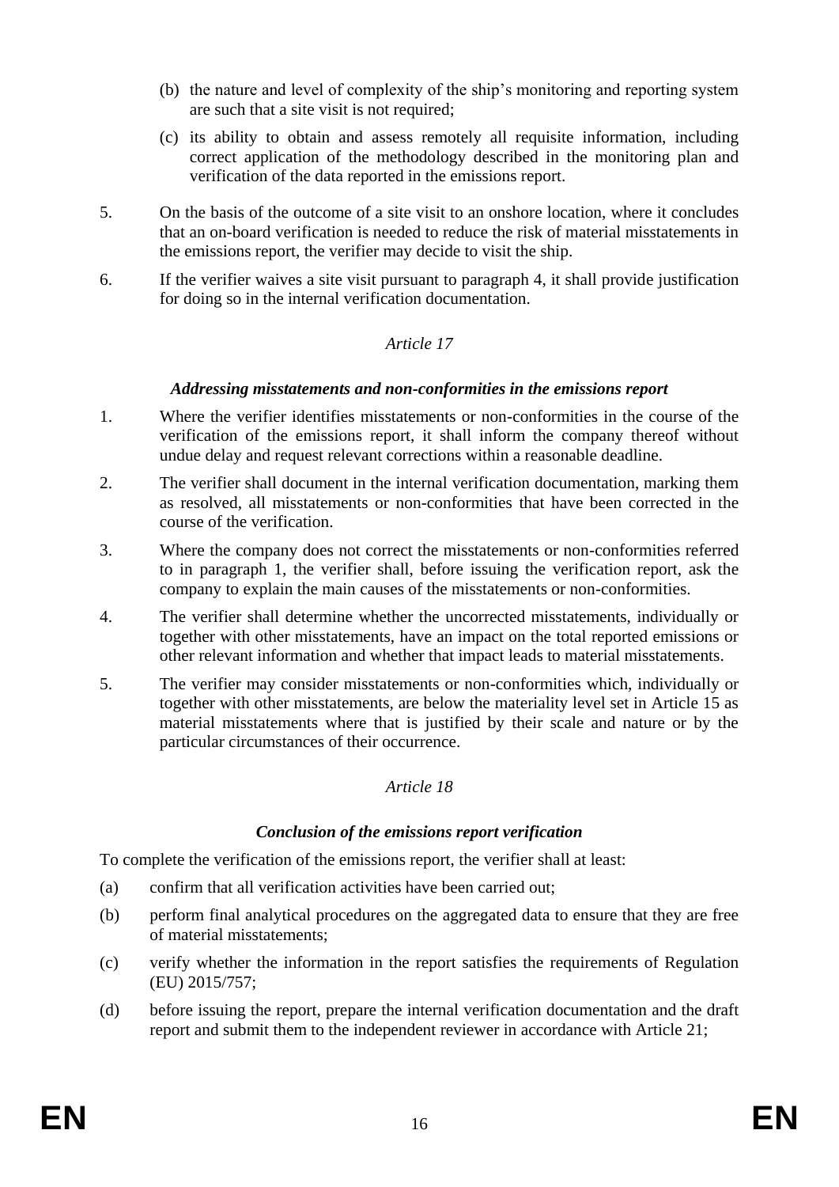(b) the nature and level of complexity of the ship's monitoring and reporting system are such that a site visit is not required;

(c) its ability to obtain and assess remotely all requisite information, including correct application of the methodology described in the monitoring plan and verification of the data reported in the emissions report.

5. On the basis of the outcome of a site visit to an onshore location, where it concludes that an on-board verification is needed to reduce the risk of material misstatements in the emissions report, the verifier may decide to visit the ship.

6. If the verifier waives a site visit pursuant to paragraph 4, it shall provide justification for doing so in the internal verification documentation.

*Article 17*

***Addressing misstatements and non-conformities in the emissions report***

1. Where the verifier identifies misstatements or non-conformities in the course of the verification of the emissions report, it shall inform the company thereof without undue delay and request relevant corrections within a reasonable deadline.

2. The verifier shall document in the internal verification documentation, marking them as resolved, all misstatements or non-conformities that have been corrected in the course of the verification.

3. Where the company does not correct the misstatements or non-conformities referred to in paragraph 1, the verifier shall, before issuing the verification report, ask the company to explain the main causes of the misstatements or non-conformities.

4. The verifier shall determine whether the uncorrected misstatements, individually or together with other misstatements, have an impact on the total reported emissions or other relevant information and whether that impact leads to material misstatements.

5. The verifier may consider misstatements or non-conformities which, individually or together with other misstatements, are below the materiality level set in Article 15 as material misstatements where that is justified by their scale and nature or by the particular circumstances of their occurrence.

*Article 18*

***Conclusion of the emissions report verification***

To complete the verification of the emissions report, the verifier shall at least:

(a) confirm that all verification activities have been carried out;

(b) perform final analytical procedures on the aggregated data to ensure that they are free of material misstatements;

(c) verify whether the information in the report satisfies the requirements of Regulation (EU) 2015/757;

(d) before issuing the report, prepare the internal verification documentation and the draft report and submit them to the independent reviewer in accordance with Article 21;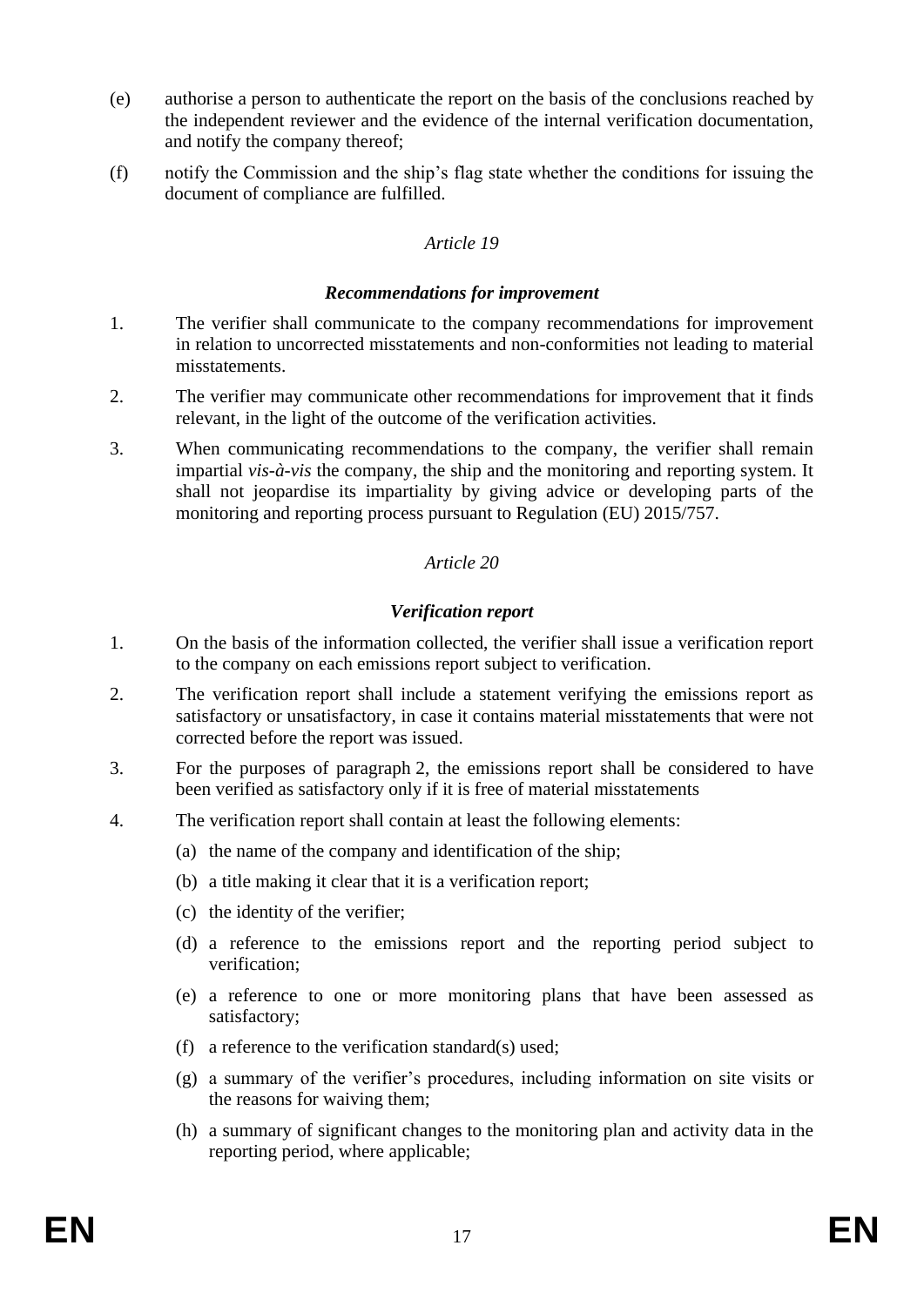(e) authorise a person to authenticate the report on the basis of the conclusions reached by the independent reviewer and the evidence of the internal verification documentation, and notify the company thereof;

(f) notify the Commission and the ship's flag state whether the conditions for issuing the document of compliance are fulfilled.

*Article 19*

***Recommendations for improvement***

1. The verifier shall communicate to the company recommendations for improvement in relation to uncorrected misstatements and non-conformities not leading to material misstatements.

2. The verifier may communicate other recommendations for improvement that it finds relevant, in the light of the outcome of the verification activities.

3. When communicating recommendations to the company, the verifier shall remain impartial *vis-à-vis* the company, the ship and the monitoring and reporting system. It shall not jeopardise its impartiality by giving advice or developing parts of the monitoring and reporting process pursuant to Regulation (EU) 2015/757.

*Article 20*

***Verification report***

1. On the basis of the information collected, the verifier shall issue a verification report to the company on each emissions report subject to verification.

2. The verification report shall include a statement verifying the emissions report as satisfactory or unsatisfactory, in case it contains material misstatements that were not corrected before the report was issued.

3. For the purposes of paragraph 2, the emissions report shall be considered to have been verified as satisfactory only if it is free of material misstatements

4. The verification report shall contain at least the following elements:

   (a) the name of the company and identification of the ship;

   (b) a title making it clear that it is a verification report;

   (c) the identity of the verifier;

   (d) a reference to the emissions report and the reporting period subject to verification;

   (e) a reference to one or more monitoring plans that have been assessed as satisfactory;

   (f) a reference to the verification standard(s) used;

   (g) a summary of the verifier's procedures, including information on site visits or the reasons for waiving them;

   (h) a summary of significant changes to the monitoring plan and activity data in the reporting period, where applicable;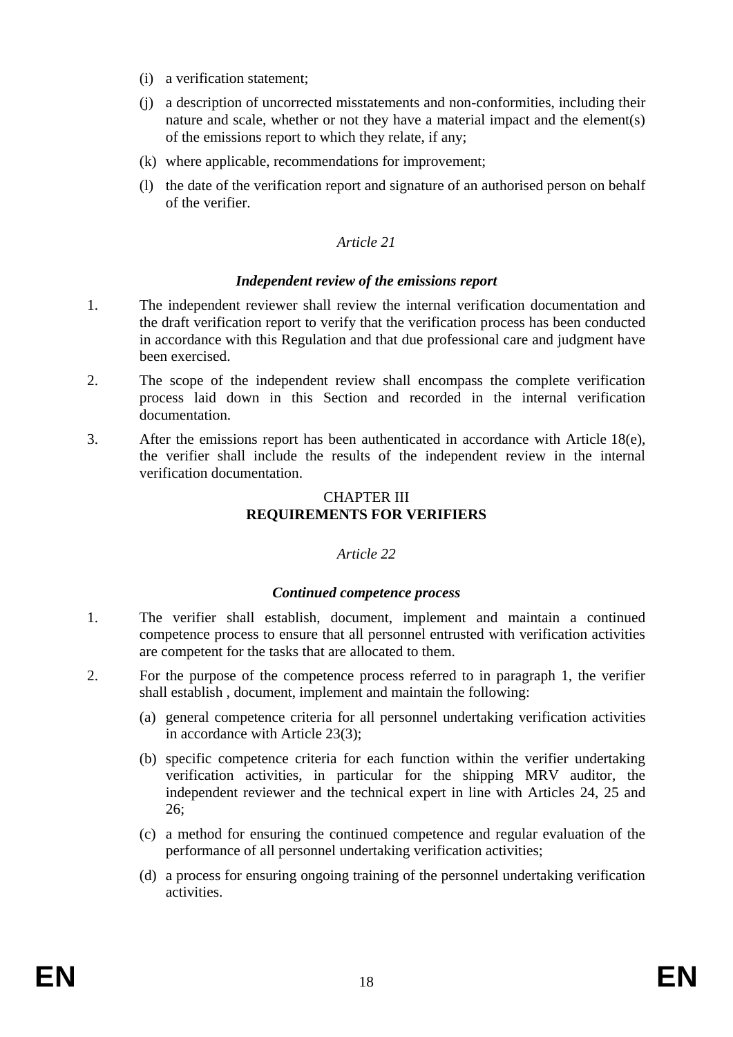(i) a verification statement;

(j) a description of uncorrected misstatements and non-conformities, including their nature and scale, whether or not they have a material impact and the element(s) of the emissions report to which they relate, if any;

(k) where applicable, recommendations for improvement;

(l) the date of the verification report and signature of an authorised person on behalf of the verifier.

*Article 21*

***Independent review of the emissions report***

1. The independent reviewer shall review the internal verification documentation and the draft verification report to verify that the verification process has been conducted in accordance with this Regulation and that due professional care and judgment have been exercised.

2. The scope of the independent review shall encompass the complete verification process laid down in this Section and recorded in the internal verification documentation.

3. After the emissions report has been authenticated in accordance with Article 18(e), the verifier shall include the results of the independent review in the internal verification documentation.

## CHAPTER III
## REQUIREMENTS FOR VERIFIERS

*Article 22*

***Continued competence process***

1. The verifier shall establish, document, implement and maintain a continued competence process to ensure that all personnel entrusted with verification activities are competent for the tasks that are allocated to them.

2. For the purpose of the competence process referred to in paragraph 1, the verifier shall establish , document, implement and maintain the following:

   (a) general competence criteria for all personnel undertaking verification activities in accordance with Article 23(3);

   (b) specific competence criteria for each function within the verifier undertaking verification activities, in particular for the shipping MRV auditor, the independent reviewer and the technical expert in line with Articles 24, 25 and 26;

   (c) a method for ensuring the continued competence and regular evaluation of the performance of all personnel undertaking verification activities;

   (d) a process for ensuring ongoing training of the personnel undertaking verification activities.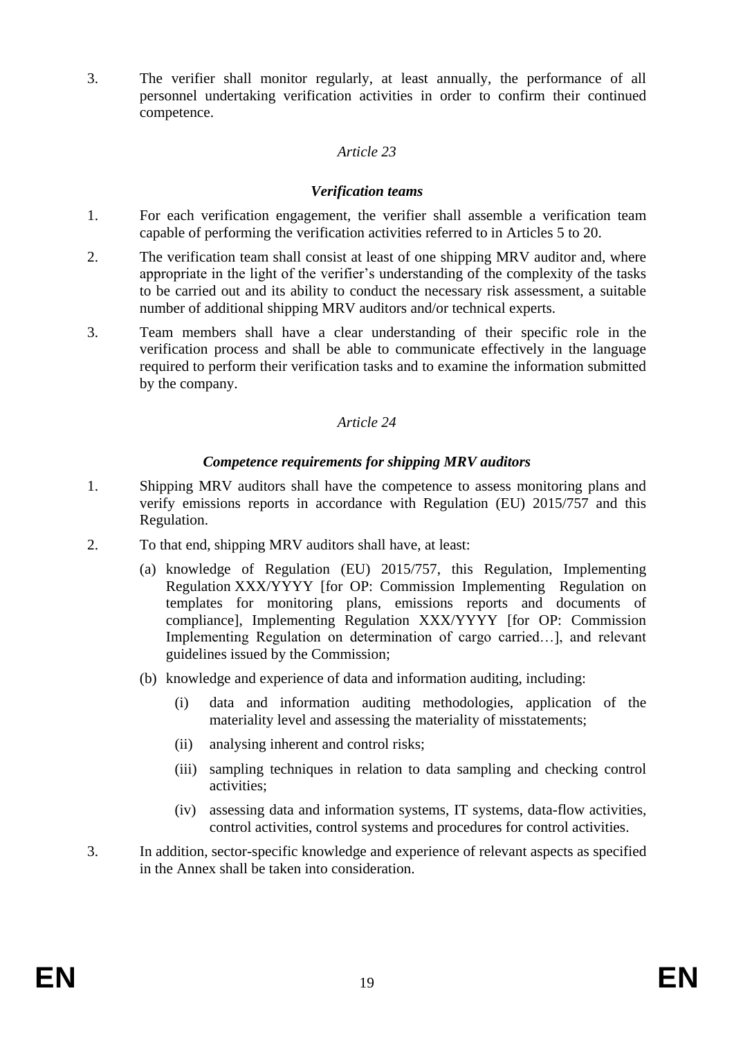3. The verifier shall monitor regularly, at least annually, the performance of all personnel undertaking verification activities in order to confirm their continued competence.

*Article 23*

***Verification teams***

1. For each verification engagement, the verifier shall assemble a verification team capable of performing the verification activities referred to in Articles 5 to 20.
2. The verification team shall consist at least of one shipping MRV auditor and, where appropriate in the light of the verifier's understanding of the complexity of the tasks to be carried out and its ability to conduct the necessary risk assessment, a suitable number of additional shipping MRV auditors and/or technical experts.
3. Team members shall have a clear understanding of their specific role in the verification process and shall be able to communicate effectively in the language required to perform their verification tasks and to examine the information submitted by the company.

*Article 24*

***Competence requirements for shipping MRV auditors***

1. Shipping MRV auditors shall have the competence to assess monitoring plans and verify emissions reports in accordance with Regulation (EU) 2015/757 and this Regulation.
2. To that end, shipping MRV auditors shall have, at least:
   (a) knowledge of Regulation (EU) 2015/757, this Regulation, Implementing Regulation XXX/YYYY [for OP: Commission Implementing Regulation on templates for monitoring plans, emissions reports and documents of compliance], Implementing Regulation XXX/YYYY [for OP: Commission Implementing Regulation on determination of cargo carried…], and relevant guidelines issued by the Commission;
   (b) knowledge and experience of data and information auditing, including:
      (i) data and information auditing methodologies, application of the materiality level and assessing the materiality of misstatements;
      (ii) analysing inherent and control risks;
      (iii) sampling techniques in relation to data sampling and checking control activities;
      (iv) assessing data and information systems, IT systems, data-flow activities, control activities, control systems and procedures for control activities.
3. In addition, sector-specific knowledge and experience of relevant aspects as specified in the Annex shall be taken into consideration.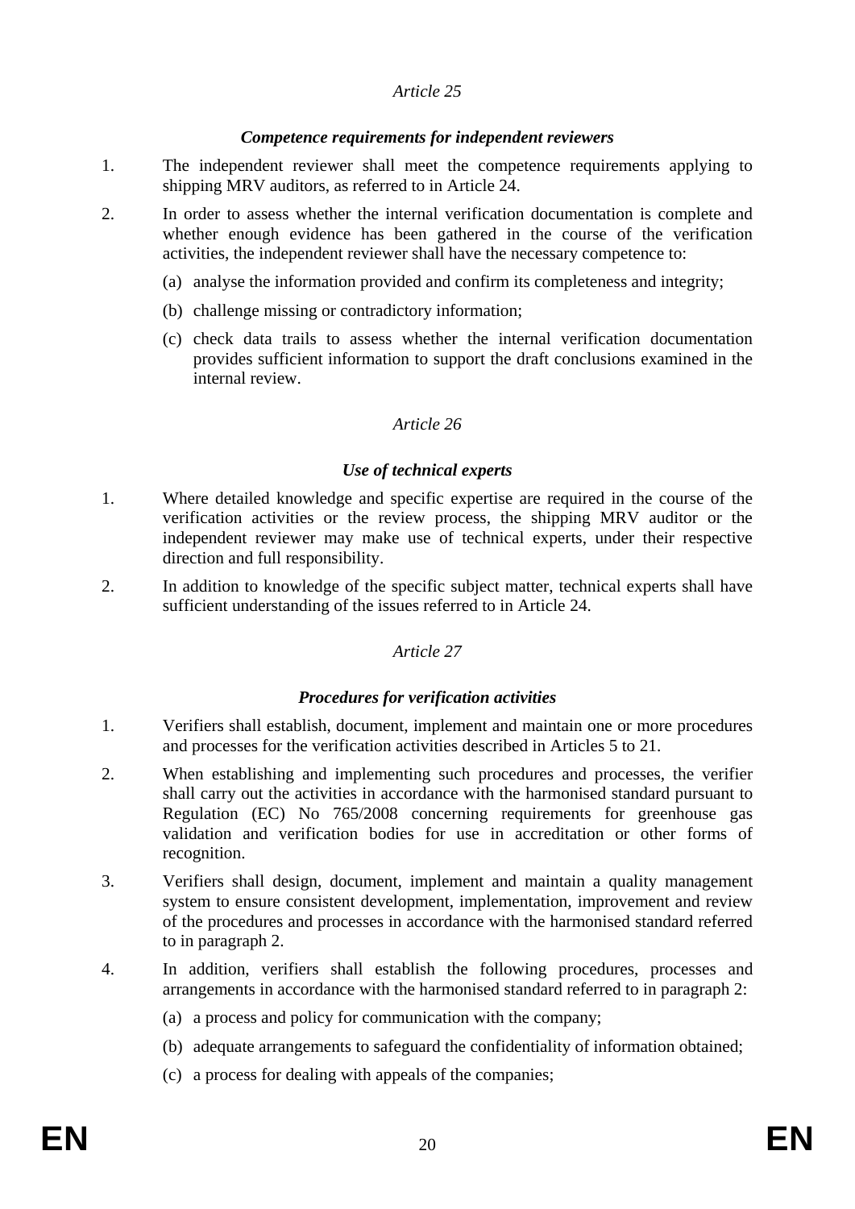*Article 25*

***Competence requirements for independent reviewers***

1. The independent reviewer shall meet the competence requirements applying to shipping MRV auditors, as referred to in Article 24.

2. In order to assess whether the internal verification documentation is complete and whether enough evidence has been gathered in the course of the verification activities, the independent reviewer shall have the necessary competence to:

   (a) analyse the information provided and confirm its completeness and integrity;

   (b) challenge missing or contradictory information;

   (c) check data trails to assess whether the internal verification documentation provides sufficient information to support the draft conclusions examined in the internal review.

*Article 26*

***Use of technical experts***

1. Where detailed knowledge and specific expertise are required in the course of the verification activities or the review process, the shipping MRV auditor or the independent reviewer may make use of technical experts, under their respective direction and full responsibility.

2. In addition to knowledge of the specific subject matter, technical experts shall have sufficient understanding of the issues referred to in Article 24.

*Article 27*

***Procedures for verification activities***

1. Verifiers shall establish, document, implement and maintain one or more procedures and processes for the verification activities described in Articles 5 to 21.

2. When establishing and implementing such procedures and processes, the verifier shall carry out the activities in accordance with the harmonised standard pursuant to Regulation (EC) No 765/2008 concerning requirements for greenhouse gas validation and verification bodies for use in accreditation or other forms of recognition.

3. Verifiers shall design, document, implement and maintain a quality management system to ensure consistent development, implementation, improvement and review of the procedures and processes in accordance with the harmonised standard referred to in paragraph 2.

4. In addition, verifiers shall establish the following procedures, processes and arrangements in accordance with the harmonised standard referred to in paragraph 2:

   (a) a process and policy for communication with the company;

   (b) adequate arrangements to safeguard the confidentiality of information obtained;

   (c) a process for dealing with appeals of the companies;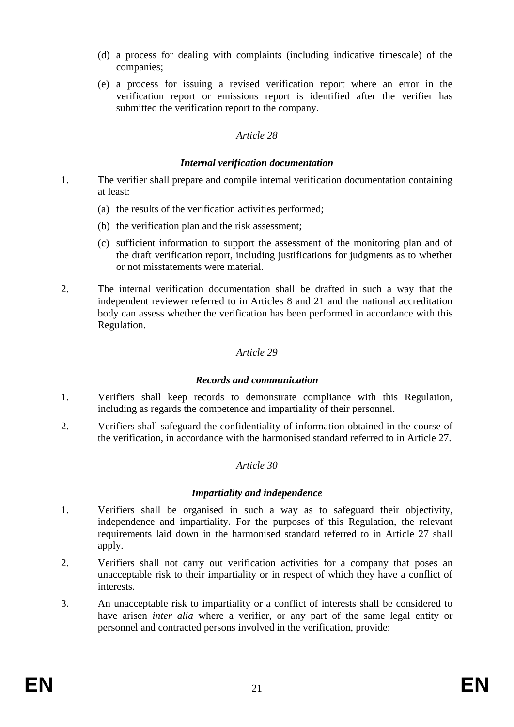(d) a process for dealing with complaints (including indicative timescale) of the companies;

(e) a process for issuing a revised verification report where an error in the verification report or emissions report is identified after the verifier has submitted the verification report to the company.

*Article 28*

***Internal verification documentation***

1. The verifier shall prepare and compile internal verification documentation containing at least:

   (a) the results of the verification activities performed;

   (b) the verification plan and the risk assessment;

   (c) sufficient information to support the assessment of the monitoring plan and of the draft verification report, including justifications for judgments as to whether or not misstatements were material.

2. The internal verification documentation shall be drafted in such a way that the independent reviewer referred to in Articles 8 and 21 and the national accreditation body can assess whether the verification has been performed in accordance with this Regulation.

*Article 29*

***Records and communication***

1. Verifiers shall keep records to demonstrate compliance with this Regulation, including as regards the competence and impartiality of their personnel.

2. Verifiers shall safeguard the confidentiality of information obtained in the course of the verification, in accordance with the harmonised standard referred to in Article 27.

*Article 30*

***Impartiality and independence***

1. Verifiers shall be organised in such a way as to safeguard their objectivity, independence and impartiality. For the purposes of this Regulation, the relevant requirements laid down in the harmonised standard referred to in Article 27 shall apply.

2. Verifiers shall not carry out verification activities for a company that poses an unacceptable risk to their impartiality or in respect of which they have a conflict of interests.

3. An unacceptable risk to impartiality or a conflict of interests shall be considered to have arisen *inter alia* where a verifier, or any part of the same legal entity or personnel and contracted persons involved in the verification, provide: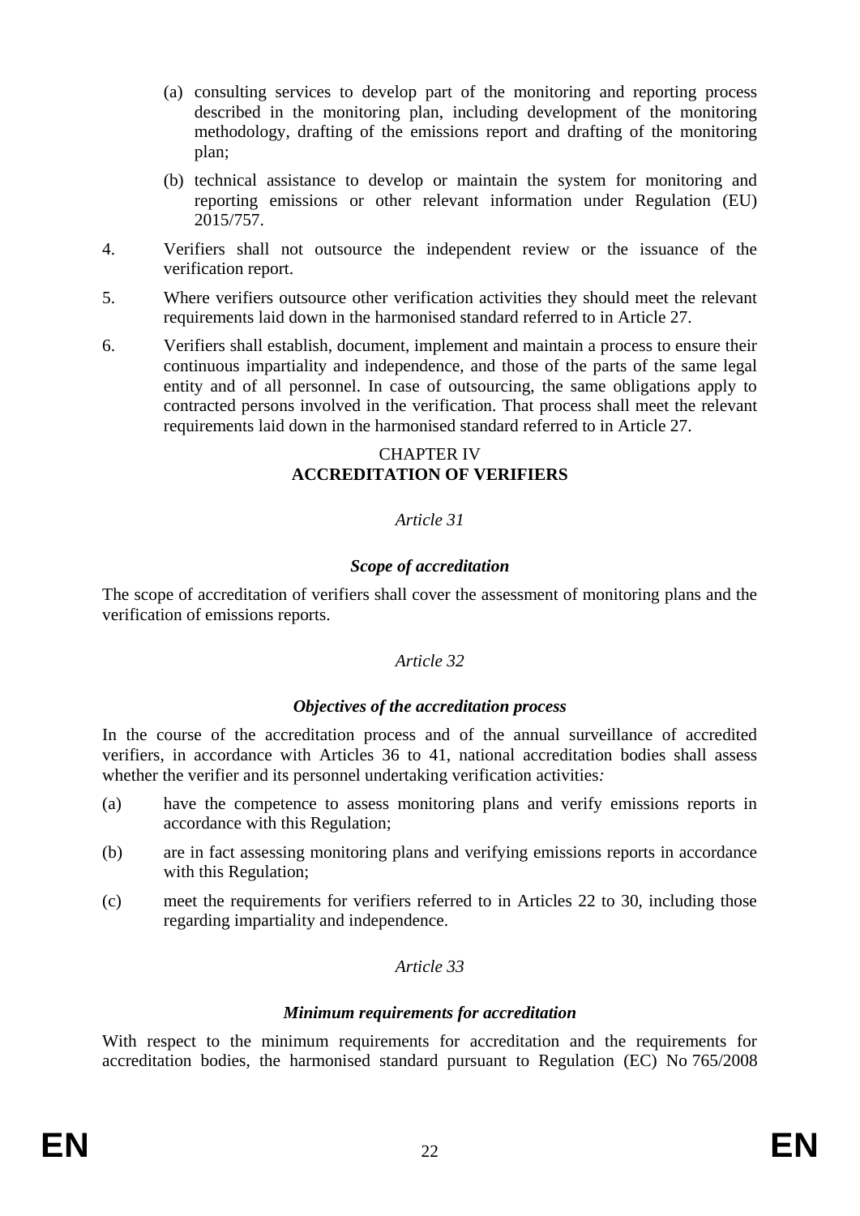(a) consulting services to develop part of the monitoring and reporting process described in the monitoring plan, including development of the monitoring methodology, drafting of the emissions report and drafting of the monitoring plan;

(b) technical assistance to develop or maintain the system for monitoring and reporting emissions or other relevant information under Regulation (EU) 2015/757.

4. Verifiers shall not outsource the independent review or the issuance of the verification report.

5. Where verifiers outsource other verification activities they should meet the relevant requirements laid down in the harmonised standard referred to in Article 27.

6. Verifiers shall establish, document, implement and maintain a process to ensure their continuous impartiality and independence, and those of the parts of the same legal entity and of all personnel. In case of outsourcing, the same obligations apply to contracted persons involved in the verification. That process shall meet the relevant requirements laid down in the harmonised standard referred to in Article 27.

## CHAPTER IV
## ACCREDITATION OF VERIFIERS

*Article 31*

***Scope of accreditation***

The scope of accreditation of verifiers shall cover the assessment of monitoring plans and the verification of emissions reports.

*Article 32*

***Objectives of the accreditation process***

In the course of the accreditation process and of the annual surveillance of accredited verifiers, in accordance with Articles 36 to 41, national accreditation bodies shall assess whether the verifier and its personnel undertaking verification activities*:*

(a) have the competence to assess monitoring plans and verify emissions reports in accordance with this Regulation;

(b) are in fact assessing monitoring plans and verifying emissions reports in accordance with this Regulation;

(c) meet the requirements for verifiers referred to in Articles 22 to 30, including those regarding impartiality and independence.

*Article 33*

***Minimum requirements for accreditation***

With respect to the minimum requirements for accreditation and the requirements for accreditation bodies, the harmonised standard pursuant to Regulation (EC) No 765/2008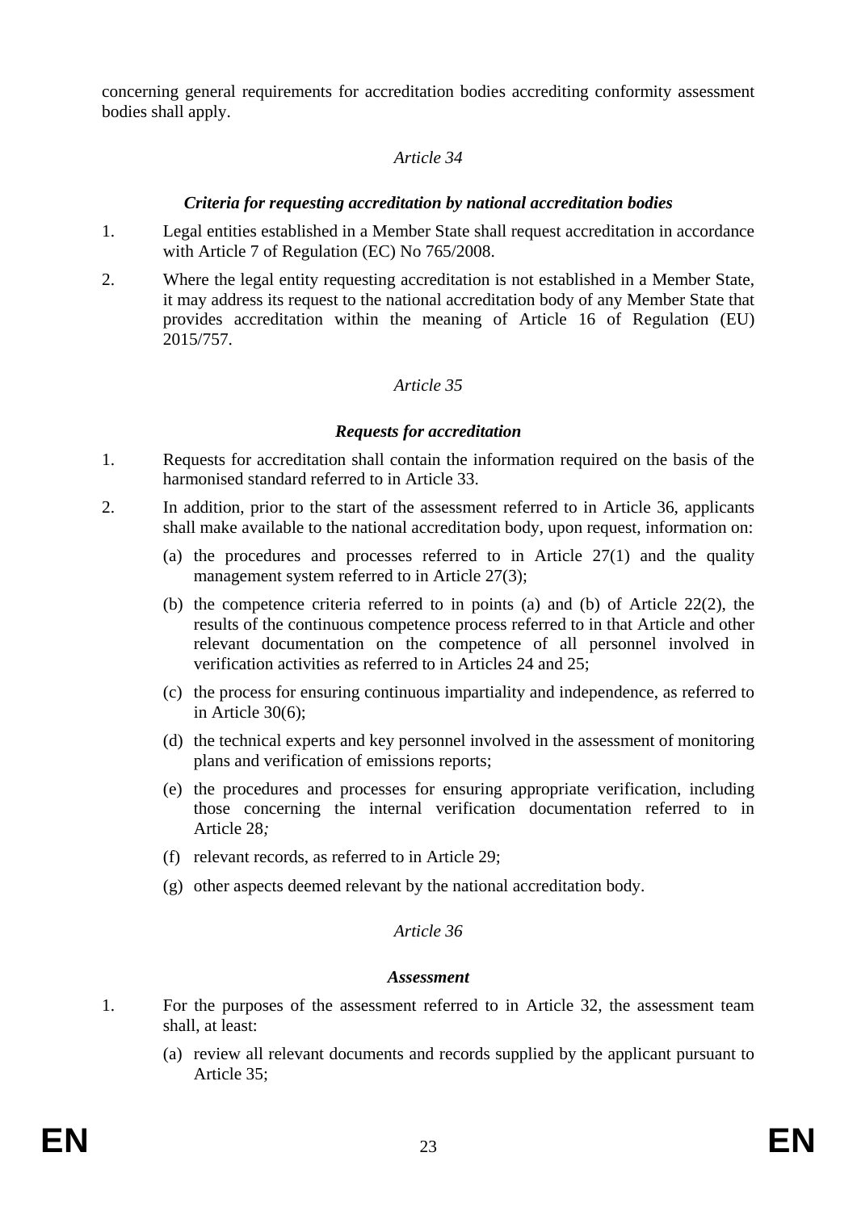concerning general requirements for accreditation bodies accrediting conformity assessment bodies shall apply.

*Article 34*

***Criteria for requesting accreditation by national accreditation bodies***

1. Legal entities established in a Member State shall request accreditation in accordance with Article 7 of Regulation (EC) No 765/2008.

2. Where the legal entity requesting accreditation is not established in a Member State, it may address its request to the national accreditation body of any Member State that provides accreditation within the meaning of Article 16 of Regulation (EU) 2015/757.

*Article 35*

***Requests for accreditation***

1. Requests for accreditation shall contain the information required on the basis of the harmonised standard referred to in Article 33.

2. In addition, prior to the start of the assessment referred to in Article 36, applicants shall make available to the national accreditation body, upon request, information on:

   (a) the procedures and processes referred to in Article 27(1) and the quality management system referred to in Article 27(3);

   (b) the competence criteria referred to in points (a) and (b) of Article 22(2), the results of the continuous competence process referred to in that Article and other relevant documentation on the competence of all personnel involved in verification activities as referred to in Articles 24 and 25;

   (c) the process for ensuring continuous impartiality and independence, as referred to in Article 30(6);

   (d) the technical experts and key personnel involved in the assessment of monitoring plans and verification of emissions reports;

   (e) the procedures and processes for ensuring appropriate verification, including those concerning the internal verification documentation referred to in Article 28;

   (f) relevant records, as referred to in Article 29;

   (g) other aspects deemed relevant by the national accreditation body.

*Article 36*

***Assessment***

1. For the purposes of the assessment referred to in Article 32, the assessment team shall, at least:

   (a) review all relevant documents and records supplied by the applicant pursuant to Article 35;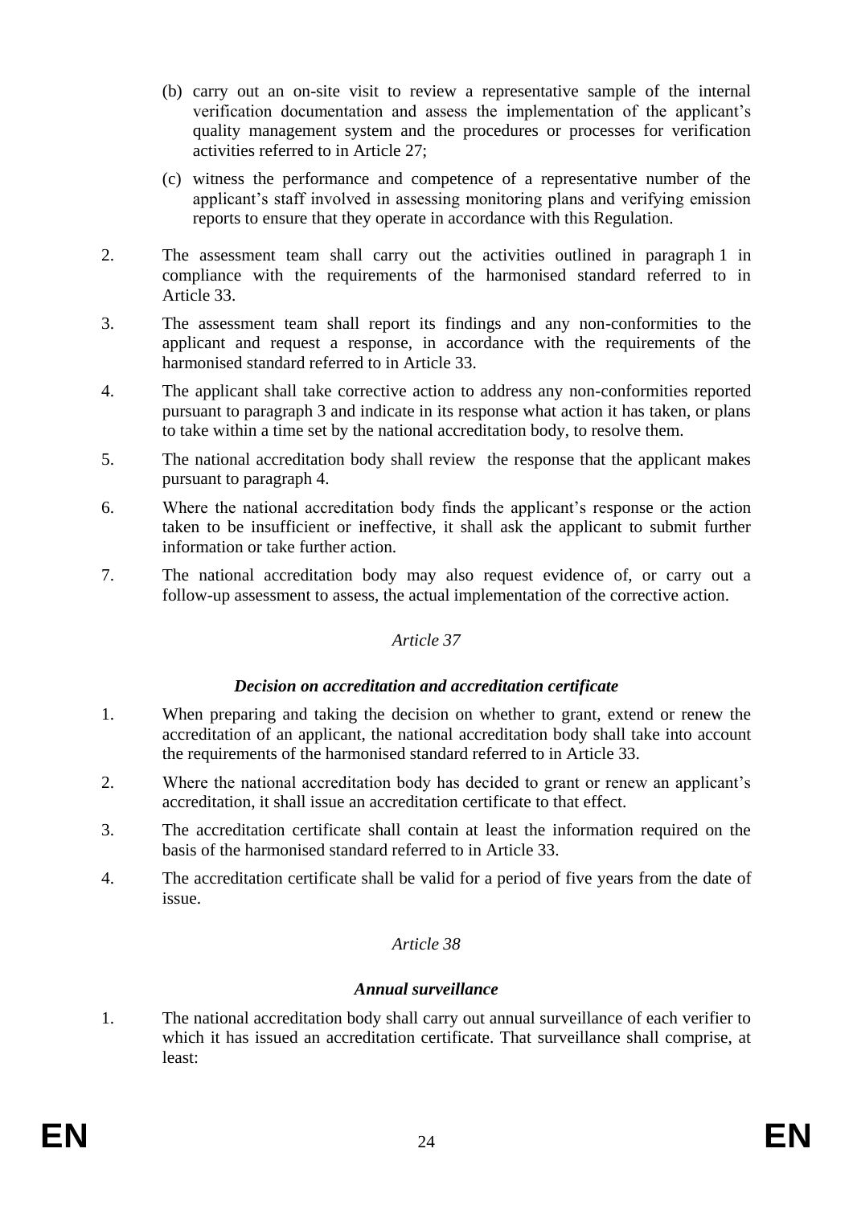(b) carry out an on-site visit to review a representative sample of the internal verification documentation and assess the implementation of the applicant's quality management system and the procedures or processes for verification activities referred to in Article 27;

(c) witness the performance and competence of a representative number of the applicant's staff involved in assessing monitoring plans and verifying emission reports to ensure that they operate in accordance with this Regulation.

2. The assessment team shall carry out the activities outlined in paragraph 1 in compliance with the requirements of the harmonised standard referred to in Article 33.

3. The assessment team shall report its findings and any non-conformities to the applicant and request a response, in accordance with the requirements of the harmonised standard referred to in Article 33.

4. The applicant shall take corrective action to address any non-conformities reported pursuant to paragraph 3 and indicate in its response what action it has taken, or plans to take within a time set by the national accreditation body, to resolve them.

5. The national accreditation body shall review the response that the applicant makes pursuant to paragraph 4.

6. Where the national accreditation body finds the applicant's response or the action taken to be insufficient or ineffective, it shall ask the applicant to submit further information or take further action.

7. The national accreditation body may also request evidence of, or carry out a follow-up assessment to assess, the actual implementation of the corrective action.

*Article 37*

***Decision on accreditation and accreditation certificate***

1. When preparing and taking the decision on whether to grant, extend or renew the accreditation of an applicant, the national accreditation body shall take into account the requirements of the harmonised standard referred to in Article 33.

2. Where the national accreditation body has decided to grant or renew an applicant's accreditation, it shall issue an accreditation certificate to that effect.

3. The accreditation certificate shall contain at least the information required on the basis of the harmonised standard referred to in Article 33.

4. The accreditation certificate shall be valid for a period of five years from the date of issue.

*Article 38*

***Annual surveillance***

1. The national accreditation body shall carry out annual surveillance of each verifier to which it has issued an accreditation certificate. That surveillance shall comprise, at least: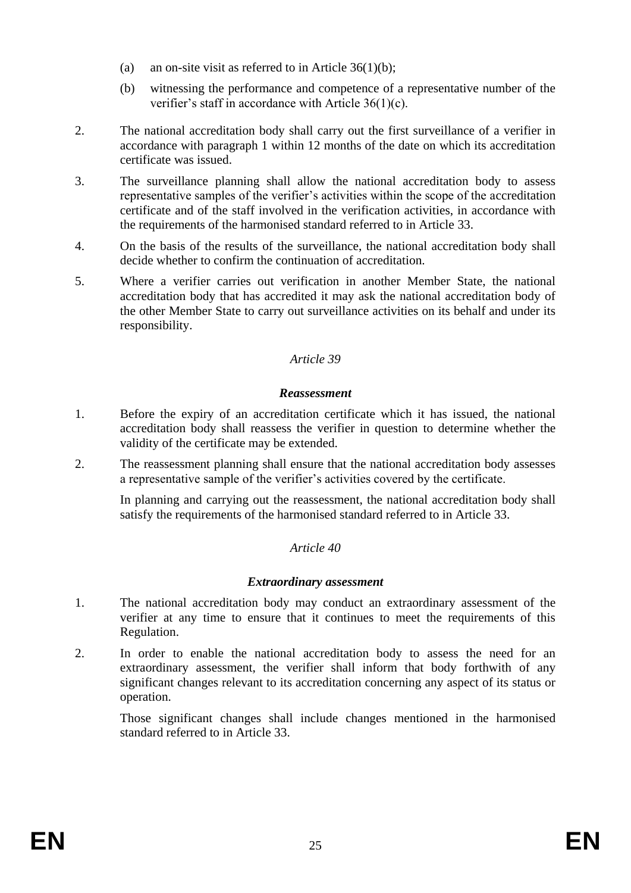(a) an on-site visit as referred to in Article 36(1)(b);

(b) witnessing the performance and competence of a representative number of the verifier's staff in accordance with Article 36(1)(c).

2. The national accreditation body shall carry out the first surveillance of a verifier in accordance with paragraph 1 within 12 months of the date on which its accreditation certificate was issued.

3. The surveillance planning shall allow the national accreditation body to assess representative samples of the verifier's activities within the scope of the accreditation certificate and of the staff involved in the verification activities, in accordance with the requirements of the harmonised standard referred to in Article 33.

4. On the basis of the results of the surveillance, the national accreditation body shall decide whether to confirm the continuation of accreditation.

5. Where a verifier carries out verification in another Member State, the national accreditation body that has accredited it may ask the national accreditation body of the other Member State to carry out surveillance activities on its behalf and under its responsibility.

*Article 39*

***Reassessment***

1. Before the expiry of an accreditation certificate which it has issued, the national accreditation body shall reassess the verifier in question to determine whether the validity of the certificate may be extended.

2. The reassessment planning shall ensure that the national accreditation body assesses a representative sample of the verifier's activities covered by the certificate.

   In planning and carrying out the reassessment, the national accreditation body shall satisfy the requirements of the harmonised standard referred to in Article 33.

*Article 40*

***Extraordinary assessment***

1. The national accreditation body may conduct an extraordinary assessment of the verifier at any time to ensure that it continues to meet the requirements of this Regulation.

2. In order to enable the national accreditation body to assess the need for an extraordinary assessment, the verifier shall inform that body forthwith of any significant changes relevant to its accreditation concerning any aspect of its status or operation.

   Those significant changes shall include changes mentioned in the harmonised standard referred to in Article 33.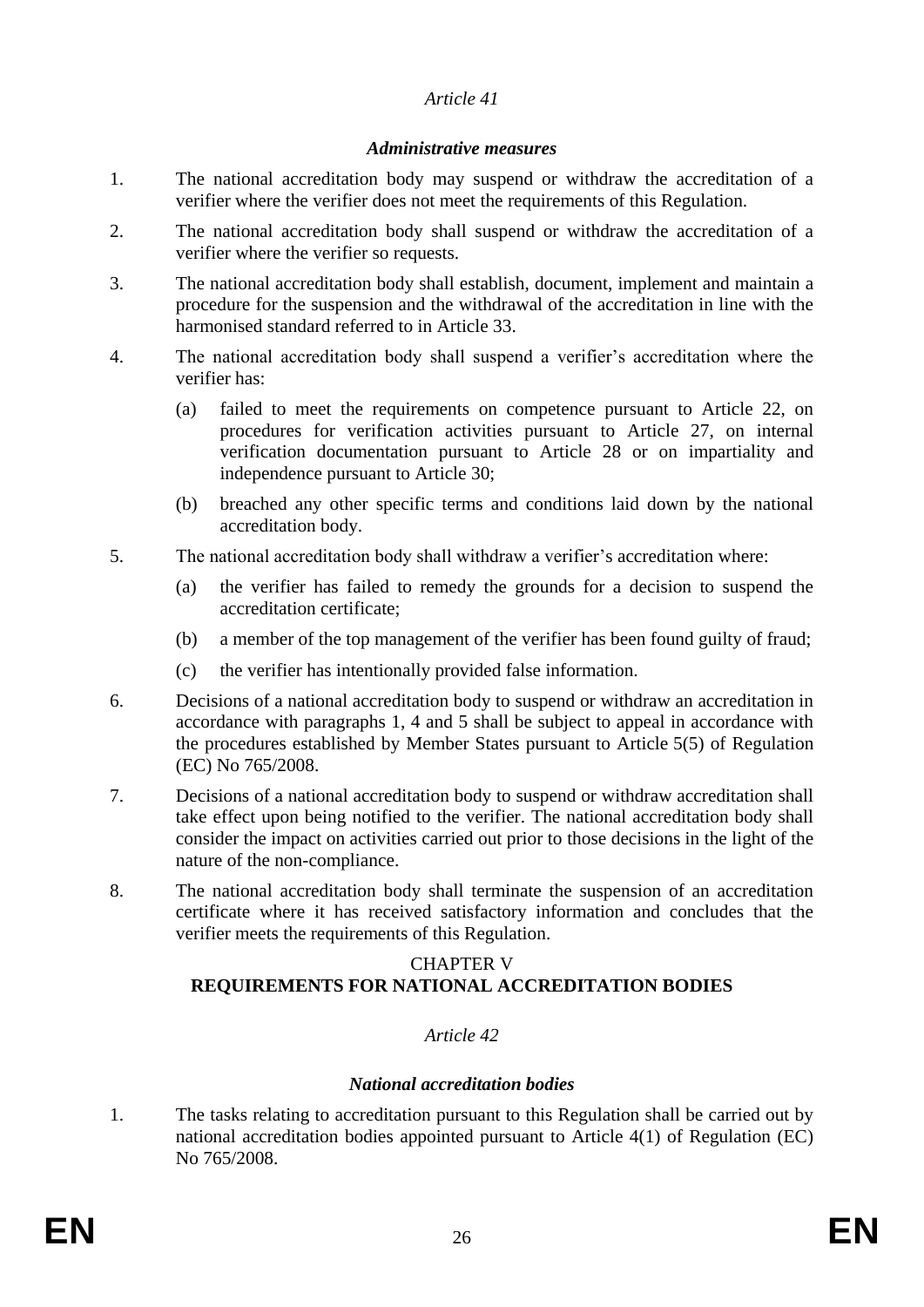*Article 41*

***Administrative measures***

1. The national accreditation body may suspend or withdraw the accreditation of a verifier where the verifier does not meet the requirements of this Regulation.

2. The national accreditation body shall suspend or withdraw the accreditation of a verifier where the verifier so requests.

3. The national accreditation body shall establish, document, implement and maintain a procedure for the suspension and the withdrawal of the accreditation in line with the harmonised standard referred to in Article 33.

4. The national accreditation body shall suspend a verifier's accreditation where the verifier has:

   (a) failed to meet the requirements on competence pursuant to Article 22, on procedures for verification activities pursuant to Article 27, on internal verification documentation pursuant to Article 28 or on impartiality and independence pursuant to Article 30;

   (b) breached any other specific terms and conditions laid down by the national accreditation body.

5. The national accreditation body shall withdraw a verifier's accreditation where:

   (a) the verifier has failed to remedy the grounds for a decision to suspend the accreditation certificate;

   (b) a member of the top management of the verifier has been found guilty of fraud;

   (c) the verifier has intentionally provided false information.

6. Decisions of a national accreditation body to suspend or withdraw an accreditation in accordance with paragraphs 1, 4 and 5 shall be subject to appeal in accordance with the procedures established by Member States pursuant to Article 5(5) of Regulation (EC) No 765/2008.

7. Decisions of a national accreditation body to suspend or withdraw accreditation shall take effect upon being notified to the verifier. The national accreditation body shall consider the impact on activities carried out prior to those decisions in the light of the nature of the non-compliance.

8. The national accreditation body shall terminate the suspension of an accreditation certificate where it has received satisfactory information and concludes that the verifier meets the requirements of this Regulation.

## CHAPTER V
## REQUIREMENTS FOR NATIONAL ACCREDITATION BODIES

*Article 42*

***National accreditation bodies***

1. The tasks relating to accreditation pursuant to this Regulation shall be carried out by national accreditation bodies appointed pursuant to Article 4(1) of Regulation (EC) No 765/2008.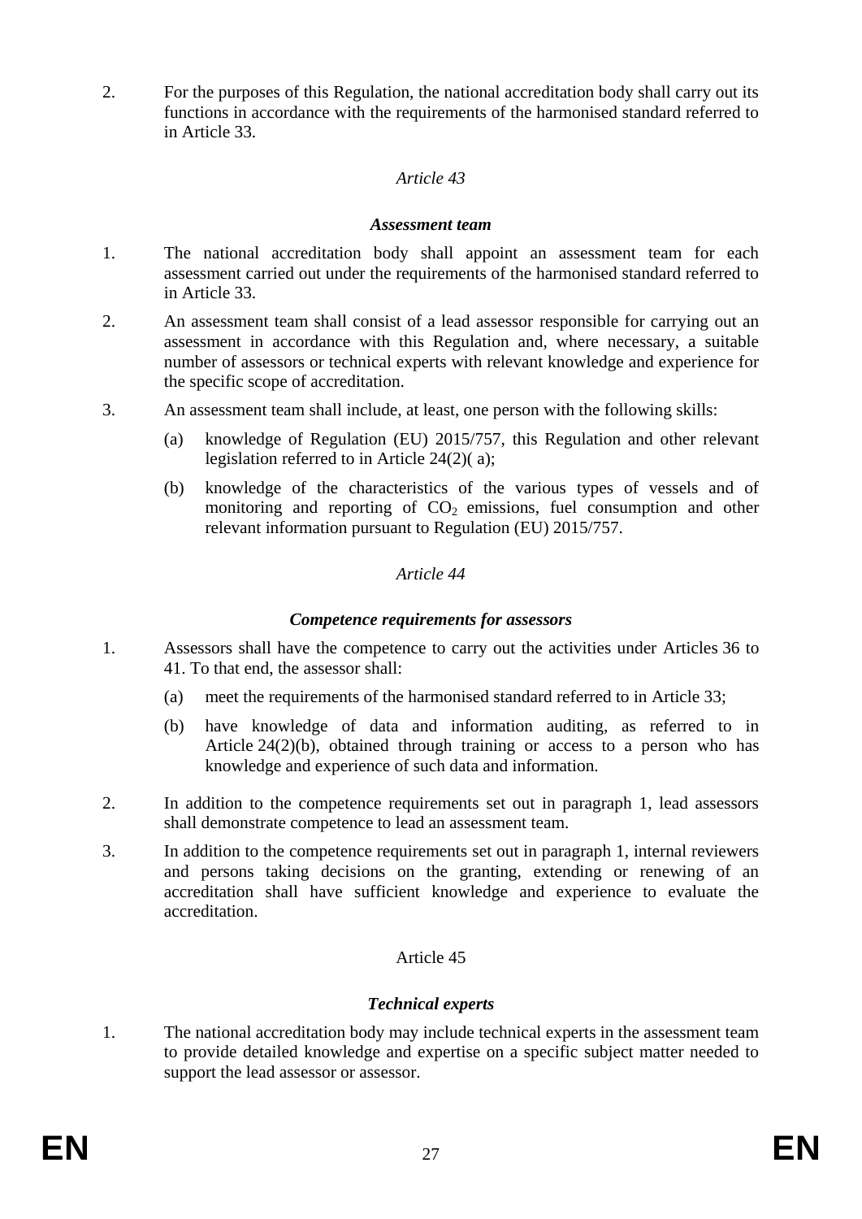2. For the purposes of this Regulation, the national accreditation body shall carry out its functions in accordance with the requirements of the harmonised standard referred to in Article 33.

*Article 43*

***Assessment team***

1. The national accreditation body shall appoint an assessment team for each assessment carried out under the requirements of the harmonised standard referred to in Article 33.
2. An assessment team shall consist of a lead assessor responsible for carrying out an assessment in accordance with this Regulation and, where necessary, a suitable number of assessors or technical experts with relevant knowledge and experience for the specific scope of accreditation.
3. An assessment team shall include, at least, one person with the following skills:
   - (a) knowledge of Regulation (EU) 2015/757, this Regulation and other relevant legislation referred to in Article 24(2)( a);
   - (b) knowledge of the characteristics of the various types of vessels and of monitoring and reporting of $CO_2$ emissions, fuel consumption and other relevant information pursuant to Regulation (EU) 2015/757.

*Article 44*

***Competence requirements for assessors***

1. Assessors shall have the competence to carry out the activities under Articles 36 to 41. To that end, the assessor shall:
   - (a) meet the requirements of the harmonised standard referred to in Article 33;
   - (b) have knowledge of data and information auditing, as referred to in Article 24(2)(b), obtained through training or access to a person who has knowledge and experience of such data and information.
2. In addition to the competence requirements set out in paragraph 1, lead assessors shall demonstrate competence to lead an assessment team.
3. In addition to the competence requirements set out in paragraph 1, internal reviewers and persons taking decisions on the granting, extending or renewing of an accreditation shall have sufficient knowledge and experience to evaluate the accreditation.

Article 45

***Technical experts***

1. The national accreditation body may include technical experts in the assessment team to provide detailed knowledge and expertise on a specific subject matter needed to support the lead assessor or assessor.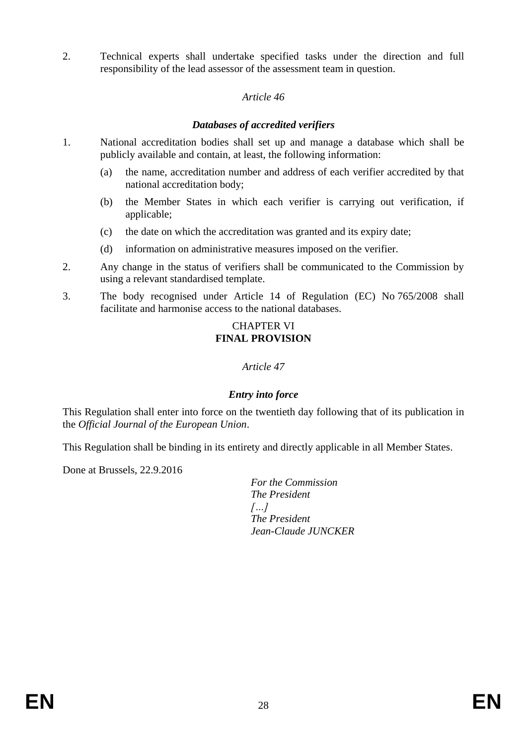2. Technical experts shall undertake specified tasks under the direction and full responsibility of the lead assessor of the assessment team in question.

*Article 46*

***Databases of accredited verifiers***

1. National accreditation bodies shall set up and manage a database which shall be publicly available and contain, at least, the following information:

   (a) the name, accreditation number and address of each verifier accredited by that national accreditation body;

   (b) the Member States in which each verifier is carrying out verification, if applicable;

   (c) the date on which the accreditation was granted and its expiry date;

   (d) information on administrative measures imposed on the verifier.

2. Any change in the status of verifiers shall be communicated to the Commission by using a relevant standardised template.

3. The body recognised under Article 14 of Regulation (EC) No 765/2008 shall facilitate and harmonise access to the national databases.

## CHAPTER VI
## FINAL PROVISION

*Article 47*

***Entry into force***

This Regulation shall enter into force on the twentieth day following that of its publication in the *Official Journal of the European Union*.

This Regulation shall be binding in its entirety and directly applicable in all Member States.

Done at Brussels, 22.9.2016

*For the Commission*
*The President*
*[…]*
*The President*
*Jean-Claude JUNCKER*